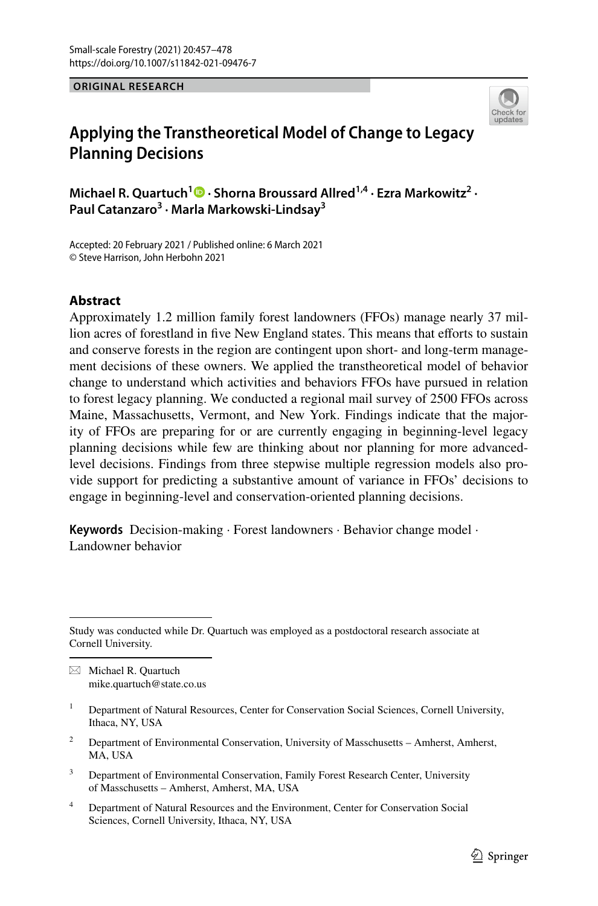ORIGINAL RESEARCH

# Applying the Transtheoretical Model of Change to Legacy Planning Decisions

**Michael R. Quartuch[1] · Shorna Broussard Allred[1,4] · Ezra Markowitz[2] · Paul Catanzaro[3] · Marla Markowski-Lindsay[3]**

Accepted: 20 February 2021 / Published online: 6 March 2021
© Steve Harrison, John Herbohn 2021

## Abstract

Approximately 1.2 million family forest landowners (FFOs) manage nearly 37 million acres of forestland in five New England states. This means that efforts to sustain and conserve forests in the region are contingent upon short- and long-term management decisions of these owners. We applied the transtheoretical model of behavior change to understand which activities and behaviors FFOs have pursued in relation to forest legacy planning. We conducted a regional mail survey of 2500 FFOs across Maine, Massachusetts, Vermont, and New York. Findings indicate that the majority of FFOs are preparing for or are currently engaging in beginning-level legacy planning decisions while few are thinking about nor planning for more advanced-level decisions. Findings from three stepwise multiple regression models also provide support for predicting a substantive amount of variance in FFOs' decisions to engage in beginning-level and conservation-oriented planning decisions.

**Keywords** Decision-making · Forest landowners · Behavior change model · Landowner behavior

---

Study was conducted while Dr. Quartuch was employed as a postdoctoral research associate at Cornell University.

---

✉ Michael R. Quartuch
mike.quartuch@state.co.us

[1] Department of Natural Resources, Center for Conservation Social Sciences, Cornell University, Ithaca, NY, USA

[2] Department of Environmental Conservation, University of Masschusetts – Amherst, Amherst, MA, USA

[3] Department of Environmental Conservation, Family Forest Research Center, University of Masschusetts – Amherst, Amherst, MA, USA

[4] Department of Natural Resources and the Environment, Center for Conservation Social Sciences, Cornell University, Ithaca, NY, USA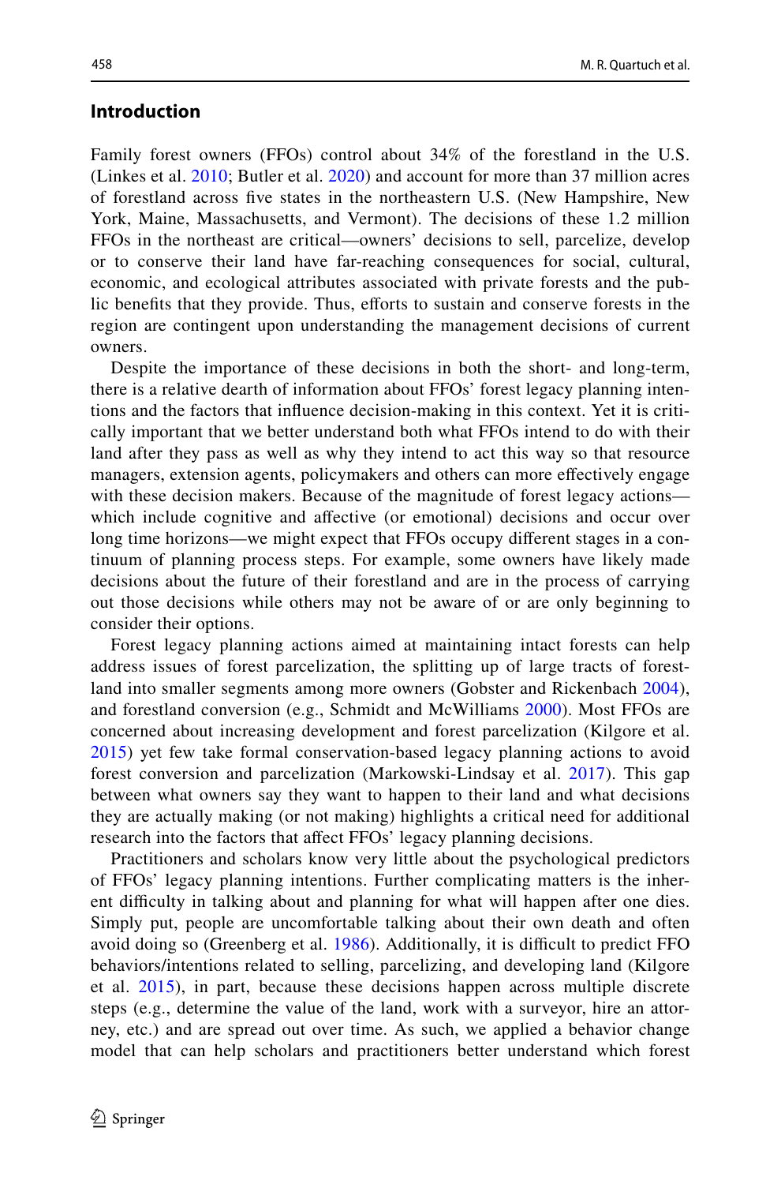## Introduction

Family forest owners (FFOs) control about 34% of the forestland in the U.S. (Linkes et al. 2010; Butler et al. 2020) and account for more than 37 million acres of forestland across five states in the northeastern U.S. (New Hampshire, New York, Maine, Massachusetts, and Vermont). The decisions of these 1.2 million FFOs in the northeast are critical—owners' decisions to sell, parcelize, develop or to conserve their land have far-reaching consequences for social, cultural, economic, and ecological attributes associated with private forests and the public benefits that they provide. Thus, efforts to sustain and conserve forests in the region are contingent upon understanding the management decisions of current owners.

Despite the importance of these decisions in both the short- and long-term, there is a relative dearth of information about FFOs' forest legacy planning intentions and the factors that influence decision-making in this context. Yet it is critically important that we better understand both what FFOs intend to do with their land after they pass as well as why they intend to act this way so that resource managers, extension agents, policymakers and others can more effectively engage with these decision makers. Because of the magnitude of forest legacy actions—which include cognitive and affective (or emotional) decisions and occur over long time horizons—we might expect that FFOs occupy different stages in a continuum of planning process steps. For example, some owners have likely made decisions about the future of their forestland and are in the process of carrying out those decisions while others may not be aware of or are only beginning to consider their options.

Forest legacy planning actions aimed at maintaining intact forests can help address issues of forest parcelization, the splitting up of large tracts of forestland into smaller segments among more owners (Gobster and Rickenbach 2004), and forestland conversion (e.g., Schmidt and McWilliams 2000). Most FFOs are concerned about increasing development and forest parcelization (Kilgore et al. 2015) yet few take formal conservation-based legacy planning actions to avoid forest conversion and parcelization (Markowski-Lindsay et al. 2017). This gap between what owners say they want to happen to their land and what decisions they are actually making (or not making) highlights a critical need for additional research into the factors that affect FFOs' legacy planning decisions.

Practitioners and scholars know very little about the psychological predictors of FFOs' legacy planning intentions. Further complicating matters is the inherent difficulty in talking about and planning for what will happen after one dies. Simply put, people are uncomfortable talking about their own death and often avoid doing so (Greenberg et al. 1986). Additionally, it is difficult to predict FFO behaviors/intentions related to selling, parcelizing, and developing land (Kilgore et al. 2015), in part, because these decisions happen across multiple discrete steps (e.g., determine the value of the land, work with a surveyor, hire an attorney, etc.) and are spread out over time. As such, we applied a behavior change model that can help scholars and practitioners better understand which forest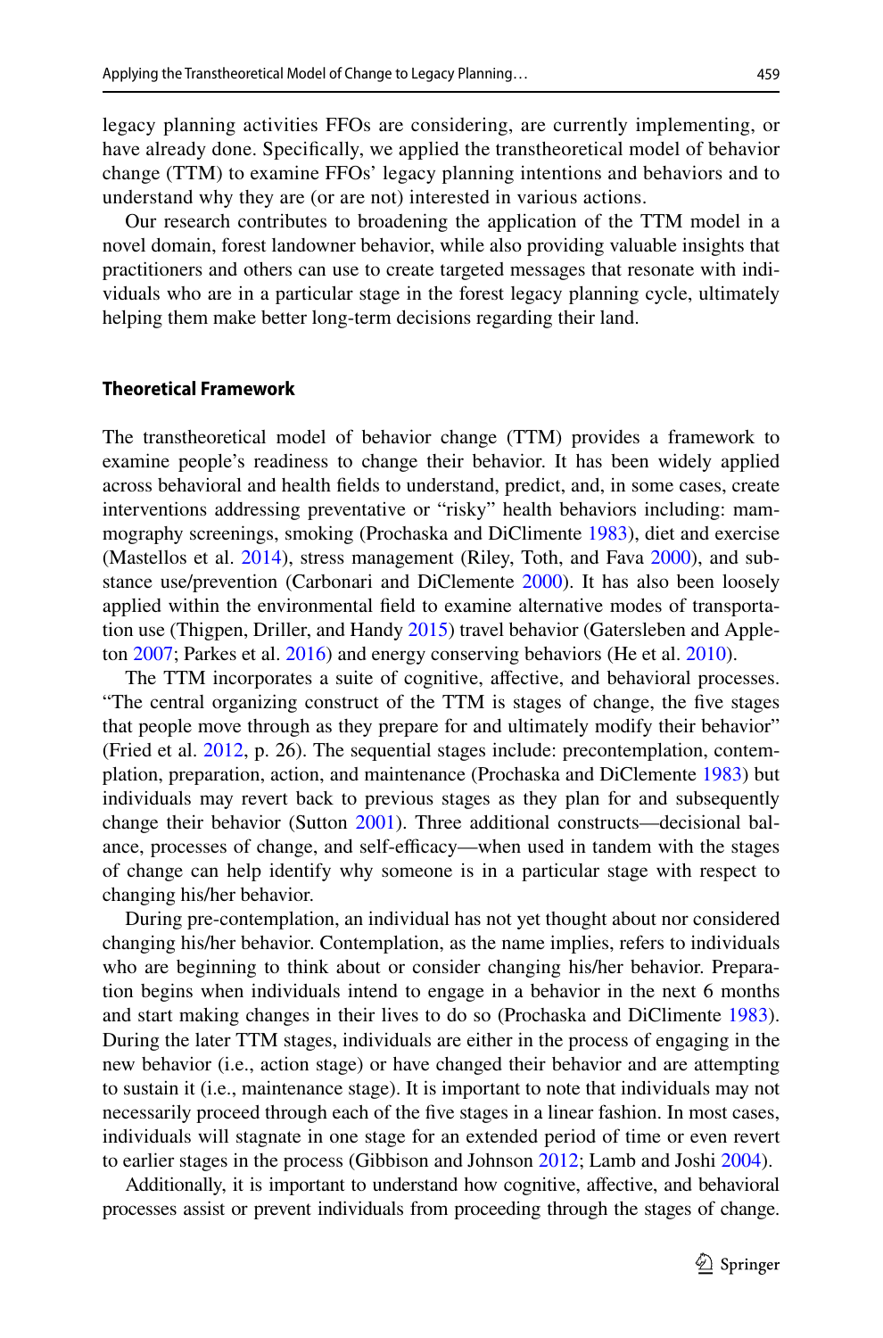legacy planning activities FFOs are considering, are currently implementing, or have already done. Specifically, we applied the transtheoretical model of behavior change (TTM) to examine FFOs' legacy planning intentions and behaviors and to understand why they are (or are not) interested in various actions.

Our research contributes to broadening the application of the TTM model in a novel domain, forest landowner behavior, while also providing valuable insights that practitioners and others can use to create targeted messages that resonate with individuals who are in a particular stage in the forest legacy planning cycle, ultimately helping them make better long-term decisions regarding their land.

## Theoretical Framework

The transtheoretical model of behavior change (TTM) provides a framework to examine people's readiness to change their behavior. It has been widely applied across behavioral and health fields to understand, predict, and, in some cases, create interventions addressing preventative or "risky" health behaviors including: mammography screenings, smoking (Prochaska and DiClimente 1983), diet and exercise (Mastellos et al. 2014), stress management (Riley, Toth, and Fava 2000), and substance use/prevention (Carbonari and DiClemente 2000). It has also been loosely applied within the environmental field to examine alternative modes of transportation use (Thigpen, Driller, and Handy 2015) travel behavior (Gatersleben and Appleton 2007; Parkes et al. 2016) and energy conserving behaviors (He et al. 2010).

The TTM incorporates a suite of cognitive, affective, and behavioral processes. "The central organizing construct of the TTM is stages of change, the five stages that people move through as they prepare for and ultimately modify their behavior" (Fried et al. 2012, p. 26). The sequential stages include: precontemplation, contemplation, preparation, action, and maintenance (Prochaska and DiClemente 1983) but individuals may revert back to previous stages as they plan for and subsequently change their behavior (Sutton 2001). Three additional constructs—decisional balance, processes of change, and self-efficacy—when used in tandem with the stages of change can help identify why someone is in a particular stage with respect to changing his/her behavior.

During pre-contemplation, an individual has not yet thought about nor considered changing his/her behavior. Contemplation, as the name implies, refers to individuals who are beginning to think about or consider changing his/her behavior. Preparation begins when individuals intend to engage in a behavior in the next 6 months and start making changes in their lives to do so (Prochaska and DiClimente 1983). During the later TTM stages, individuals are either in the process of engaging in the new behavior (i.e., action stage) or have changed their behavior and are attempting to sustain it (i.e., maintenance stage). It is important to note that individuals may not necessarily proceed through each of the five stages in a linear fashion. In most cases, individuals will stagnate in one stage for an extended period of time or even revert to earlier stages in the process (Gibbison and Johnson 2012; Lamb and Joshi 2004).

Additionally, it is important to understand how cognitive, affective, and behavioral processes assist or prevent individuals from proceeding through the stages of change.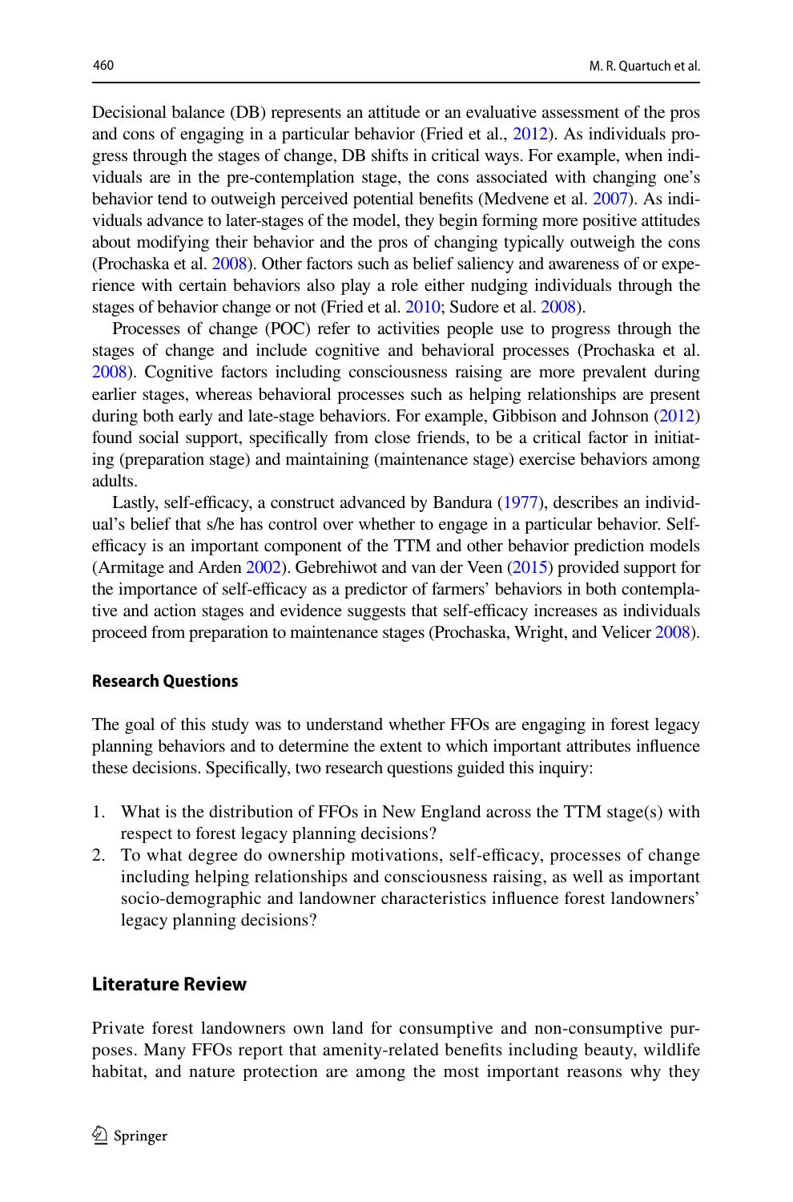Decisional balance (DB) represents an attitude or an evaluative assessment of the pros and cons of engaging in a particular behavior (Fried et al., 2012). As individuals progress through the stages of change, DB shifts in critical ways. For example, when individuals are in the pre-contemplation stage, the cons associated with changing one's behavior tend to outweigh perceived potential benefits (Medvene et al. 2007). As individuals advance to later-stages of the model, they begin forming more positive attitudes about modifying their behavior and the pros of changing typically outweigh the cons (Prochaska et al. 2008). Other factors such as belief saliency and awareness of or experience with certain behaviors also play a role either nudging individuals through the stages of behavior change or not (Fried et al. 2010; Sudore et al. 2008).

Processes of change (POC) refer to activities people use to progress through the stages of change and include cognitive and behavioral processes (Prochaska et al. 2008). Cognitive factors including consciousness raising are more prevalent during earlier stages, whereas behavioral processes such as helping relationships are present during both early and late-stage behaviors. For example, Gibbison and Johnson (2012) found social support, specifically from close friends, to be a critical factor in initiating (preparation stage) and maintaining (maintenance stage) exercise behaviors among adults.

Lastly, self-efficacy, a construct advanced by Bandura (1977), describes an individual's belief that s/he has control over whether to engage in a particular behavior. Self-efficacy is an important component of the TTM and other behavior prediction models (Armitage and Arden 2002). Gebrehiwot and van der Veen (2015) provided support for the importance of self-efficacy as a predictor of farmers' behaviors in both contemplative and action stages and evidence suggests that self-efficacy increases as individuals proceed from preparation to maintenance stages (Prochaska, Wright, and Velicer 2008).

### Research Questions

The goal of this study was to understand whether FFOs are engaging in forest legacy planning behaviors and to determine the extent to which important attributes influence these decisions. Specifically, two research questions guided this inquiry:

1. What is the distribution of FFOs in New England across the TTM stage(s) with respect to forest legacy planning decisions?
2. To what degree do ownership motivations, self-efficacy, processes of change including helping relationships and consciousness raising, as well as important socio-demographic and landowner characteristics influence forest landowners' legacy planning decisions?

## Literature Review

Private forest landowners own land for consumptive and non-consumptive purposes. Many FFOs report that amenity-related benefits including beauty, wildlife habitat, and nature protection are among the most important reasons why they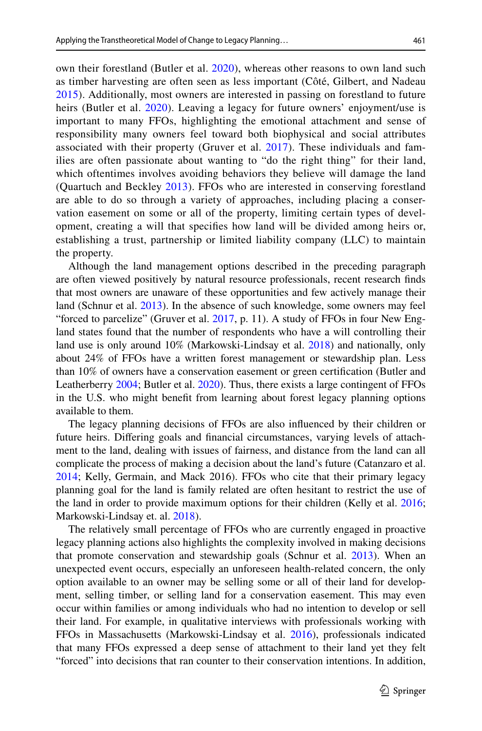own their forestland (Butler et al. 2020), whereas other reasons to own land such as timber harvesting are often seen as less important (Côté, Gilbert, and Nadeau 2015). Additionally, most owners are interested in passing on forestland to future heirs (Butler et al. 2020). Leaving a legacy for future owners' enjoyment/use is important to many FFOs, highlighting the emotional attachment and sense of responsibility many owners feel toward both biophysical and social attributes associated with their property (Gruver et al. 2017). These individuals and families are often passionate about wanting to "do the right thing" for their land, which oftentimes involves avoiding behaviors they believe will damage the land (Quartuch and Beckley 2013). FFOs who are interested in conserving forestland are able to do so through a variety of approaches, including placing a conservation easement on some or all of the property, limiting certain types of development, creating a will that specifies how land will be divided among heirs or, establishing a trust, partnership or limited liability company (LLC) to maintain the property.

Although the land management options described in the preceding paragraph are often viewed positively by natural resource professionals, recent research finds that most owners are unaware of these opportunities and few actively manage their land (Schnur et al. 2013). In the absence of such knowledge, some owners may feel "forced to parcelize" (Gruver et al. 2017, p. 11). A study of FFOs in four New England states found that the number of respondents who have a will controlling their land use is only around 10% (Markowski-Lindsay et al. 2018) and nationally, only about 24% of FFOs have a written forest management or stewardship plan. Less than 10% of owners have a conservation easement or green certification (Butler and Leatherberry 2004; Butler et al. 2020). Thus, there exists a large contingent of FFOs in the U.S. who might benefit from learning about forest legacy planning options available to them.

The legacy planning decisions of FFOs are also influenced by their children or future heirs. Differing goals and financial circumstances, varying levels of attachment to the land, dealing with issues of fairness, and distance from the land can all complicate the process of making a decision about the land's future (Catanzaro et al. 2014; Kelly, Germain, and Mack 2016). FFOs who cite that their primary legacy planning goal for the land is family related are often hesitant to restrict the use of the land in order to provide maximum options for their children (Kelly et al. 2016; Markowski-Lindsay et. al. 2018).

The relatively small percentage of FFOs who are currently engaged in proactive legacy planning actions also highlights the complexity involved in making decisions that promote conservation and stewardship goals (Schnur et al. 2013). When an unexpected event occurs, especially an unforeseen health-related concern, the only option available to an owner may be selling some or all of their land for development, selling timber, or selling land for a conservation easement. This may even occur within families or among individuals who had no intention to develop or sell their land. For example, in qualitative interviews with professionals working with FFOs in Massachusetts (Markowski-Lindsay et al. 2016), professionals indicated that many FFOs expressed a deep sense of attachment to their land yet they felt "forced" into decisions that ran counter to their conservation intentions. In addition,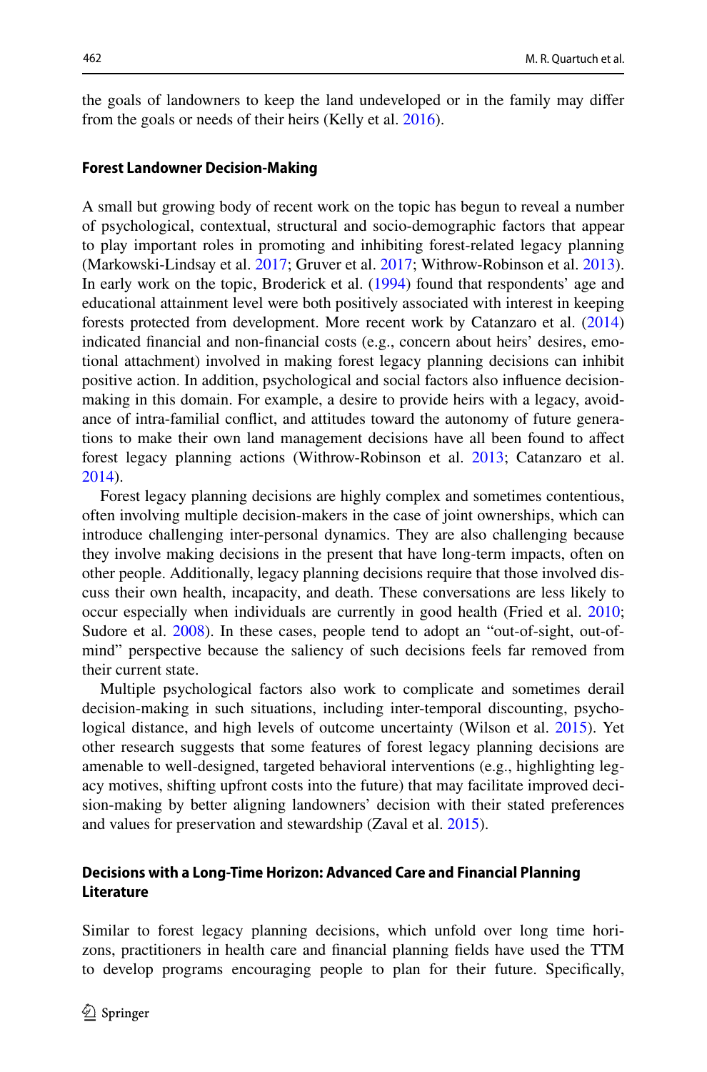the goals of landowners to keep the land undeveloped or in the family may differ from the goals or needs of their heirs (Kelly et al. 2016).

### Forest Landowner Decision-Making

A small but growing body of recent work on the topic has begun to reveal a number of psychological, contextual, structural and socio-demographic factors that appear to play important roles in promoting and inhibiting forest-related legacy planning (Markowski-Lindsay et al. 2017; Gruver et al. 2017; Withrow-Robinson et al. 2013). In early work on the topic, Broderick et al. (1994) found that respondents' age and educational attainment level were both positively associated with interest in keeping forests protected from development. More recent work by Catanzaro et al. (2014) indicated financial and non-financial costs (e.g., concern about heirs' desires, emotional attachment) involved in making forest legacy planning decisions can inhibit positive action. In addition, psychological and social factors also influence decision-making in this domain. For example, a desire to provide heirs with a legacy, avoidance of intra-familial conflict, and attitudes toward the autonomy of future generations to make their own land management decisions have all been found to affect forest legacy planning actions (Withrow-Robinson et al. 2013; Catanzaro et al. 2014).

Forest legacy planning decisions are highly complex and sometimes contentious, often involving multiple decision-makers in the case of joint ownerships, which can introduce challenging inter-personal dynamics. They are also challenging because they involve making decisions in the present that have long-term impacts, often on other people. Additionally, legacy planning decisions require that those involved discuss their own health, incapacity, and death. These conversations are less likely to occur especially when individuals are currently in good health (Fried et al. 2010; Sudore et al. 2008). In these cases, people tend to adopt an "out-of-sight, out-of-mind" perspective because the saliency of such decisions feels far removed from their current state.

Multiple psychological factors also work to complicate and sometimes derail decision-making in such situations, including inter-temporal discounting, psychological distance, and high levels of outcome uncertainty (Wilson et al. 2015). Yet other research suggests that some features of forest legacy planning decisions are amenable to well-designed, targeted behavioral interventions (e.g., highlighting legacy motives, shifting upfront costs into the future) that may facilitate improved decision-making by better aligning landowners' decision with their stated preferences and values for preservation and stewardship (Zaval et al. 2015).

### Decisions with a Long-Time Horizon: Advanced Care and Financial Planning Literature

Similar to forest legacy planning decisions, which unfold over long time horizons, practitioners in health care and financial planning fields have used the TTM to develop programs encouraging people to plan for their future. Specifically,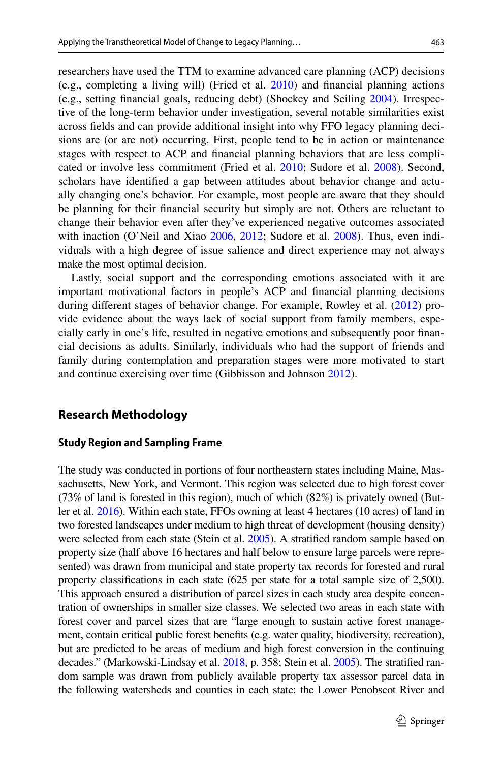researchers have used the TTM to examine advanced care planning (ACP) decisions (e.g., completing a living will) (Fried et al. 2010) and financial planning actions (e.g., setting financial goals, reducing debt) (Shockey and Seiling 2004). Irrespective of the long-term behavior under investigation, several notable similarities exist across fields and can provide additional insight into why FFO legacy planning decisions are (or are not) occurring. First, people tend to be in action or maintenance stages with respect to ACP and financial planning behaviors that are less complicated or involve less commitment (Fried et al. 2010; Sudore et al. 2008). Second, scholars have identified a gap between attitudes about behavior change and actually changing one's behavior. For example, most people are aware that they should be planning for their financial security but simply are not. Others are reluctant to change their behavior even after they've experienced negative outcomes associated with inaction (O'Neil and Xiao 2006, 2012; Sudore et al. 2008). Thus, even individuals with a high degree of issue salience and direct experience may not always make the most optimal decision.

Lastly, social support and the corresponding emotions associated with it are important motivational factors in people's ACP and financial planning decisions during different stages of behavior change. For example, Rowley et al. (2012) provide evidence about the ways lack of social support from family members, especially early in one's life, resulted in negative emotions and subsequently poor financial decisions as adults. Similarly, individuals who had the support of friends and family during contemplation and preparation stages were more motivated to start and continue exercising over time (Gibbisson and Johnson 2012).

## Research Methodology

### Study Region and Sampling Frame

The study was conducted in portions of four northeastern states including Maine, Massachusetts, New York, and Vermont. This region was selected due to high forest cover (73% of land is forested in this region), much of which (82%) is privately owned (Butler et al. 2016). Within each state, FFOs owning at least 4 hectares (10 acres) of land in two forested landscapes under medium to high threat of development (housing density) were selected from each state (Stein et al. 2005). A stratified random sample based on property size (half above 16 hectares and half below to ensure large parcels were represented) was drawn from municipal and state property tax records for forested and rural property classifications in each state (625 per state for a total sample size of 2,500). This approach ensured a distribution of parcel sizes in each study area despite concentration of ownerships in smaller size classes. We selected two areas in each state with forest cover and parcel sizes that are "large enough to sustain active forest management, contain critical public forest benefits (e.g. water quality, biodiversity, recreation), but are predicted to be areas of medium and high forest conversion in the continuing decades." (Markowski-Lindsay et al. 2018, p. 358; Stein et al. 2005). The stratified random sample was drawn from publicly available property tax assessor parcel data in the following watersheds and counties in each state: the Lower Penobscot River and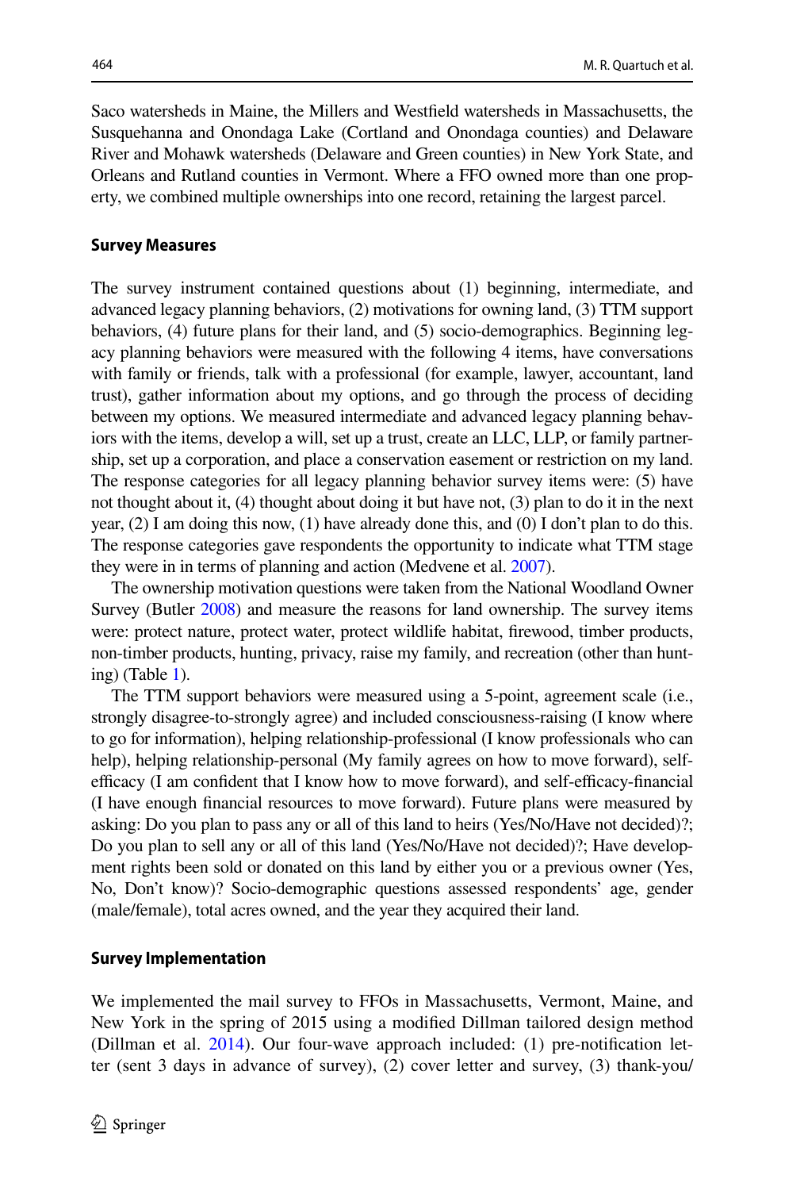Saco watersheds in Maine, the Millers and Westfield watersheds in Massachusetts, the Susquehanna and Onondaga Lake (Cortland and Onondaga counties) and Delaware River and Mohawk watersheds (Delaware and Green counties) in New York State, and Orleans and Rutland counties in Vermont. Where a FFO owned more than one property, we combined multiple ownerships into one record, retaining the largest parcel.

### Survey Measures

The survey instrument contained questions about (1) beginning, intermediate, and advanced legacy planning behaviors, (2) motivations for owning land, (3) TTM support behaviors, (4) future plans for their land, and (5) socio-demographics. Beginning legacy planning behaviors were measured with the following 4 items, have conversations with family or friends, talk with a professional (for example, lawyer, accountant, land trust), gather information about my options, and go through the process of deciding between my options. We measured intermediate and advanced legacy planning behaviors with the items, develop a will, set up a trust, create an LLC, LLP, or family partnership, set up a corporation, and place a conservation easement or restriction on my land. The response categories for all legacy planning behavior survey items were: (5) have not thought about it, (4) thought about doing it but have not, (3) plan to do it in the next year, (2) I am doing this now, (1) have already done this, and (0) I don't plan to do this. The response categories gave respondents the opportunity to indicate what TTM stage they were in in terms of planning and action (Medvene et al. 2007).

The ownership motivation questions were taken from the National Woodland Owner Survey (Butler 2008) and measure the reasons for land ownership. The survey items were: protect nature, protect water, protect wildlife habitat, firewood, timber products, non-timber products, hunting, privacy, raise my family, and recreation (other than hunting) (Table 1).

The TTM support behaviors were measured using a 5-point, agreement scale (i.e., strongly disagree-to-strongly agree) and included consciousness-raising (I know where to go for information), helping relationship-professional (I know professionals who can help), helping relationship-personal (My family agrees on how to move forward), self-efficacy (I am confident that I know how to move forward), and self-efficacy-financial (I have enough financial resources to move forward). Future plans were measured by asking: Do you plan to pass any or all of this land to heirs (Yes/No/Have not decided)?; Do you plan to sell any or all of this land (Yes/No/Have not decided)?; Have development rights been sold or donated on this land by either you or a previous owner (Yes, No, Don't know)? Socio-demographic questions assessed respondents' age, gender (male/female), total acres owned, and the year they acquired their land.

### Survey Implementation

We implemented the mail survey to FFOs in Massachusetts, Vermont, Maine, and New York in the spring of 2015 using a modified Dillman tailored design method (Dillman et al. 2014). Our four-wave approach included: (1) pre-notification letter (sent 3 days in advance of survey), (2) cover letter and survey, (3) thank-you/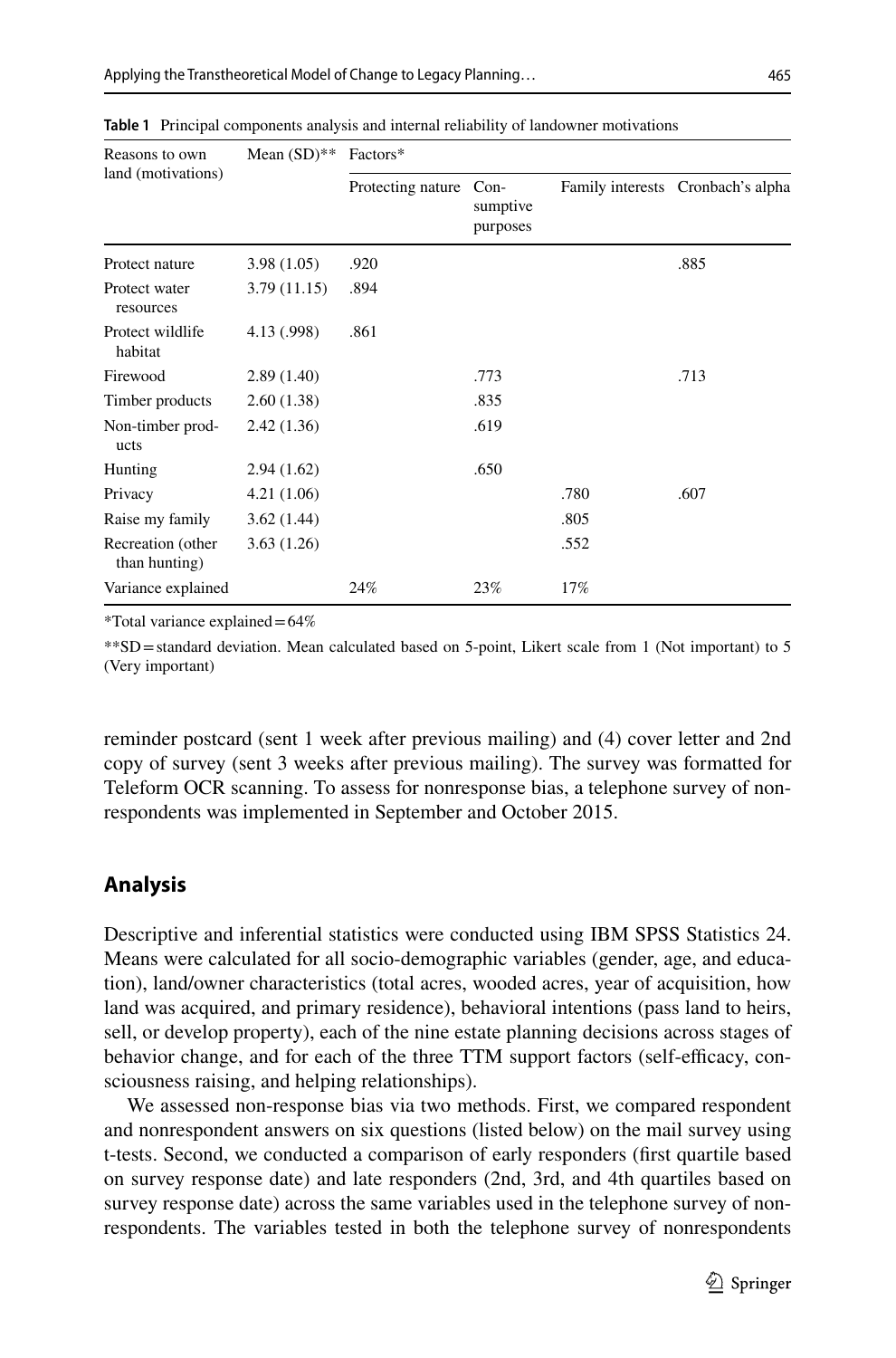**Table 1** Principal components analysis and internal reliability of landowner motivations

| Reasons to own land (motivations) | Mean (SD)** | Factors* | | | |
|---|---|---|---|---|---|
| | | Protecting nature | Consumptive purposes | Family interests | Cronbach's alpha |
| Protect nature | 3.98 (1.05) | .920 | | | .885 |
| Protect water resources | 3.79 (11.15) | .894 | | | |
| Protect wildlife habitat | 4.13 (.998) | .861 | | | |
| Firewood | 2.89 (1.40) | | .773 | | .713 |
| Timber products | 2.60 (1.38) | | .835 | | |
| Non-timber products | 2.42 (1.36) | | .619 | | |
| Hunting | 2.94 (1.62) | | .650 | | |
| Privacy | 4.21 (1.06) | | | .780 | .607 |
| Raise my family | 3.62 (1.44) | | | .805 | |
| Recreation (other than hunting) | 3.63 (1.26) | | | .552 | |
| Variance explained | | 24% | 23% | 17% | |

*Total variance explained = 64%

**SD = standard deviation. Mean calculated based on 5-point, Likert scale from 1 (Not important) to 5 (Very important)

reminder postcard (sent 1 week after previous mailing) and (4) cover letter and 2nd copy of survey (sent 3 weeks after previous mailing). The survey was formatted for Teleform OCR scanning. To assess for nonresponse bias, a telephone survey of nonrespondents was implemented in September and October 2015.

## Analysis

Descriptive and inferential statistics were conducted using IBM SPSS Statistics 24. Means were calculated for all socio-demographic variables (gender, age, and education), land/owner characteristics (total acres, wooded acres, year of acquisition, how land was acquired, and primary residence), behavioral intentions (pass land to heirs, sell, or develop property), each of the nine estate planning decisions across stages of behavior change, and for each of the three TTM support factors (self-efficacy, consciousness raising, and helping relationships).

We assessed non-response bias via two methods. First, we compared respondent and nonrespondent answers on six questions (listed below) on the mail survey using t-tests. Second, we conducted a comparison of early responders (first quartile based on survey response date) and late responders (2nd, 3rd, and 4th quartiles based on survey response date) across the same variables used in the telephone survey of nonrespondents. The variables tested in both the telephone survey of nonrespondents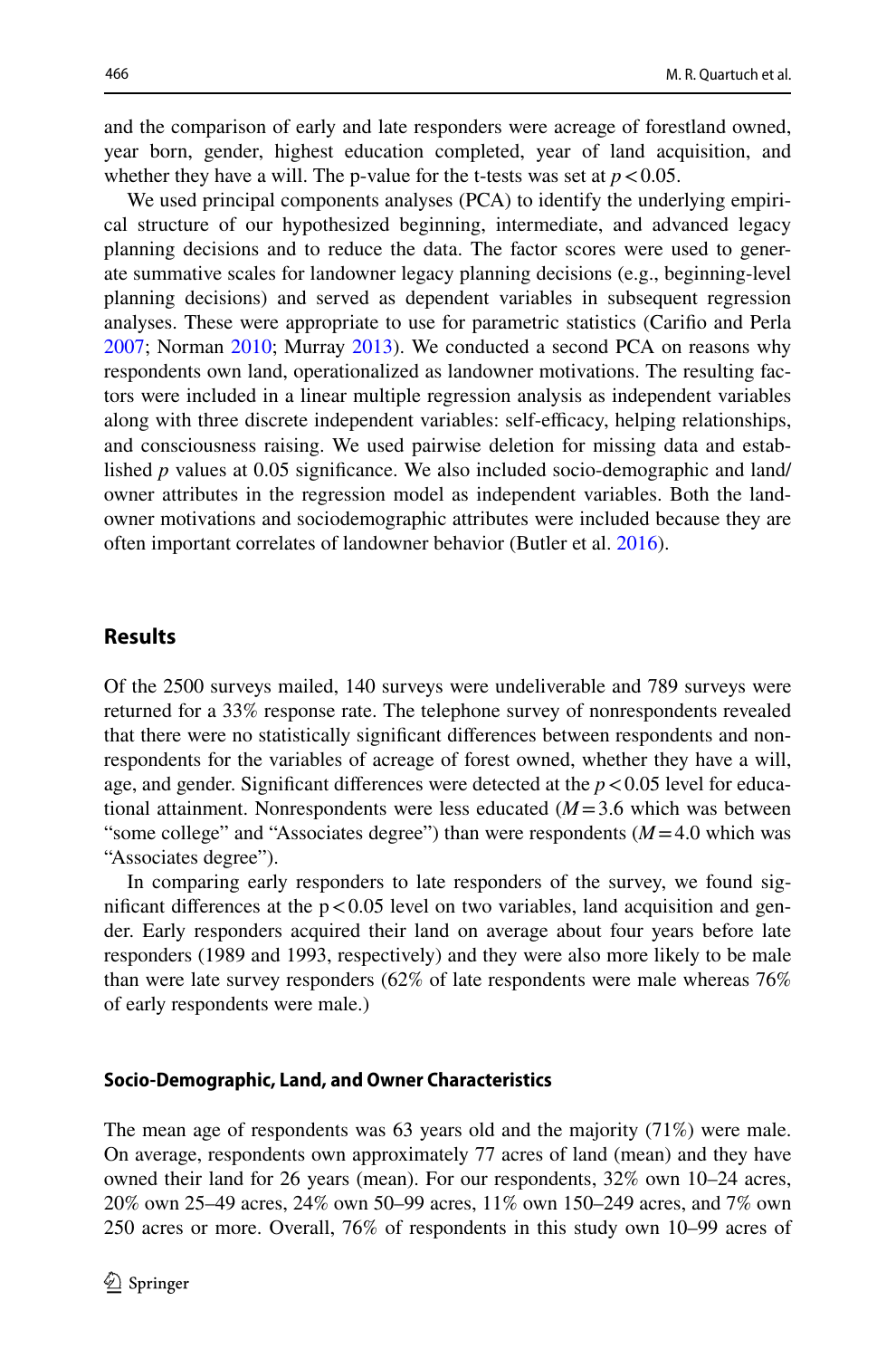and the comparison of early and late responders were acreage of forestland owned, year born, gender, highest education completed, year of land acquisition, and whether they have a will. The p-value for the t-tests was set at $p < 0.05$.

We used principal components analyses (PCA) to identify the underlying empirical structure of our hypothesized beginning, intermediate, and advanced legacy planning decisions and to reduce the data. The factor scores were used to generate summative scales for landowner legacy planning decisions (e.g., beginning-level planning decisions) and served as dependent variables in subsequent regression analyses. These were appropriate to use for parametric statistics (Carifio and Perla 2007; Norman 2010; Murray 2013). We conducted a second PCA on reasons why respondents own land, operationalized as landowner motivations. The resulting factors were included in a linear multiple regression analysis as independent variables along with three discrete independent variables: self-efficacy, helping relationships, and consciousness raising. We used pairwise deletion for missing data and established $p$ values at 0.05 significance. We also included socio-demographic and land/owner attributes in the regression model as independent variables. Both the landowner motivations and sociodemographic attributes were included because they are often important correlates of landowner behavior (Butler et al. 2016).

## Results

Of the 2500 surveys mailed, 140 surveys were undeliverable and 789 surveys were returned for a 33% response rate. The telephone survey of nonrespondents revealed that there were no statistically significant differences between respondents and nonrespondents for the variables of acreage of forest owned, whether they have a will, age, and gender. Significant differences were detected at the $p < 0.05$ level for educational attainment. Nonrespondents were less educated ($M = 3.6$ which was between "some college" and "Associates degree") than were respondents ($M = 4.0$ which was "Associates degree").

In comparing early responders to late responders of the survey, we found significant differences at the $p < 0.05$ level on two variables, land acquisition and gender. Early responders acquired their land on average about four years before late responders (1989 and 1993, respectively) and they were also more likely to be male than were late survey responders (62% of late respondents were male whereas 76% of early respondents were male.)

### Socio-Demographic, Land, and Owner Characteristics

The mean age of respondents was 63 years old and the majority (71%) were male. On average, respondents own approximately 77 acres of land (mean) and they have owned their land for 26 years (mean). For our respondents, 32% own 10–24 acres, 20% own 25–49 acres, 24% own 50–99 acres, 11% own 150–249 acres, and 7% own 250 acres or more. Overall, 76% of respondents in this study own 10–99 acres of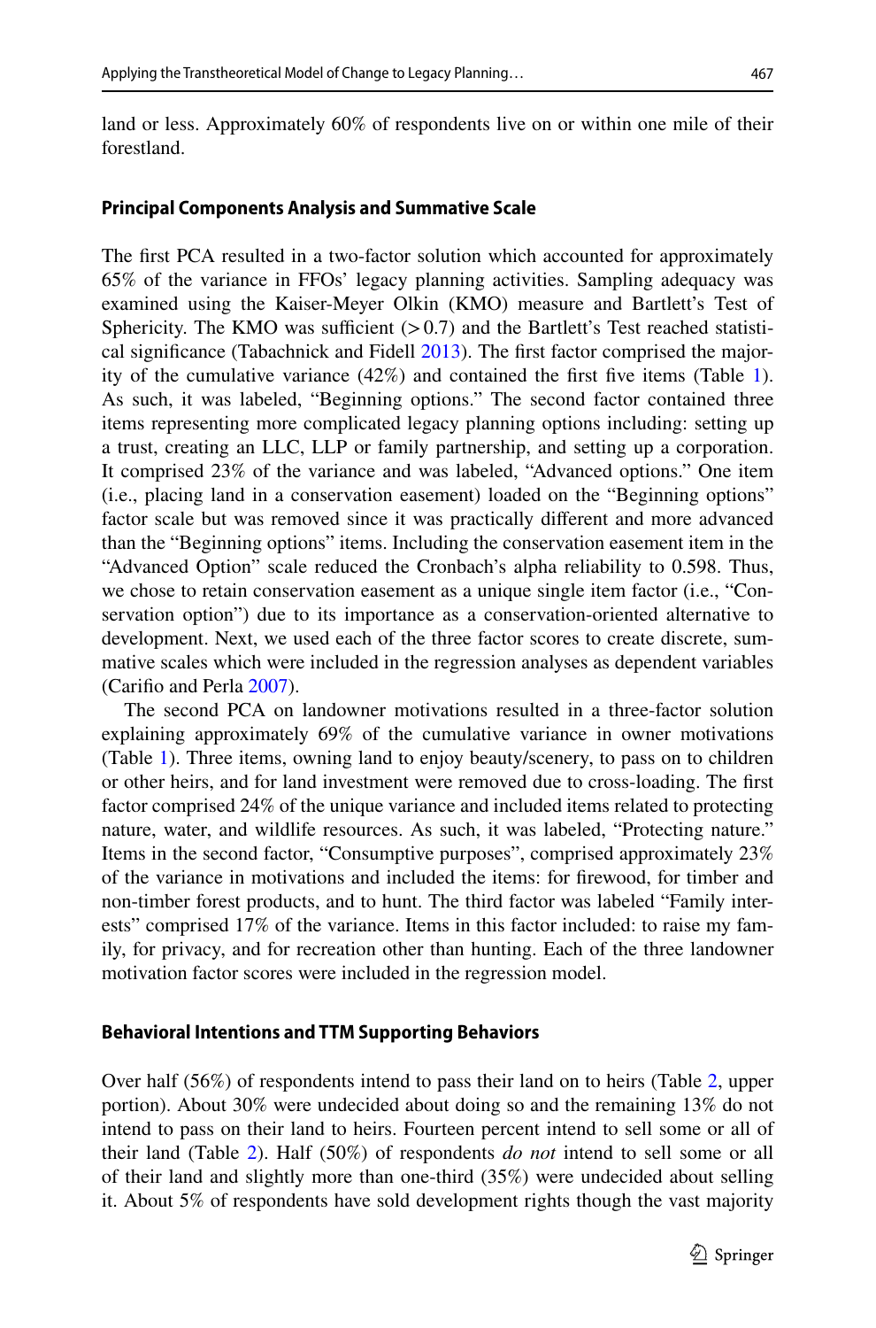land or less. Approximately 60% of respondents live on or within one mile of their forestland.

### Principal Components Analysis and Summative Scale

The first PCA resulted in a two-factor solution which accounted for approximately 65% of the variance in FFOs' legacy planning activities. Sampling adequacy was examined using the Kaiser-Meyer Olkin (KMO) measure and Bartlett's Test of Sphericity. The KMO was sufficient ($>0.7$) and the Bartlett's Test reached statistical significance (Tabachnick and Fidell 2013). The first factor comprised the majority of the cumulative variance (42%) and contained the first five items (Table 1). As such, it was labeled, "Beginning options." The second factor contained three items representing more complicated legacy planning options including: setting up a trust, creating an LLC, LLP or family partnership, and setting up a corporation. It comprised 23% of the variance and was labeled, "Advanced options." One item (i.e., placing land in a conservation easement) loaded on the "Beginning options" factor scale but was removed since it was practically different and more advanced than the "Beginning options" items. Including the conservation easement item in the "Advanced Option" scale reduced the Cronbach's alpha reliability to 0.598. Thus, we chose to retain conservation easement as a unique single item factor (i.e., "Conservation option") due to its importance as a conservation-oriented alternative to development. Next, we used each of the three factor scores to create discrete, summative scales which were included in the regression analyses as dependent variables (Carifio and Perla 2007).

The second PCA on landowner motivations resulted in a three-factor solution explaining approximately 69% of the cumulative variance in owner motivations (Table 1). Three items, owning land to enjoy beauty/scenery, to pass on to children or other heirs, and for land investment were removed due to cross-loading. The first factor comprised 24% of the unique variance and included items related to protecting nature, water, and wildlife resources. As such, it was labeled, "Protecting nature." Items in the second factor, "Consumptive purposes", comprised approximately 23% of the variance in motivations and included the items: for firewood, for timber and non-timber forest products, and to hunt. The third factor was labeled "Family interests" comprised 17% of the variance. Items in this factor included: to raise my family, for privacy, and for recreation other than hunting. Each of the three landowner motivation factor scores were included in the regression model.

### Behavioral Intentions and TTM Supporting Behaviors

Over half (56%) of respondents intend to pass their land on to heirs (Table 2, upper portion). About 30% were undecided about doing so and the remaining 13% do not intend to pass on their land to heirs. Fourteen percent intend to sell some or all of their land (Table 2). Half (50%) of respondents *do not* intend to sell some or all of their land and slightly more than one-third (35%) were undecided about selling it. About 5% of respondents have sold development rights though the vast majority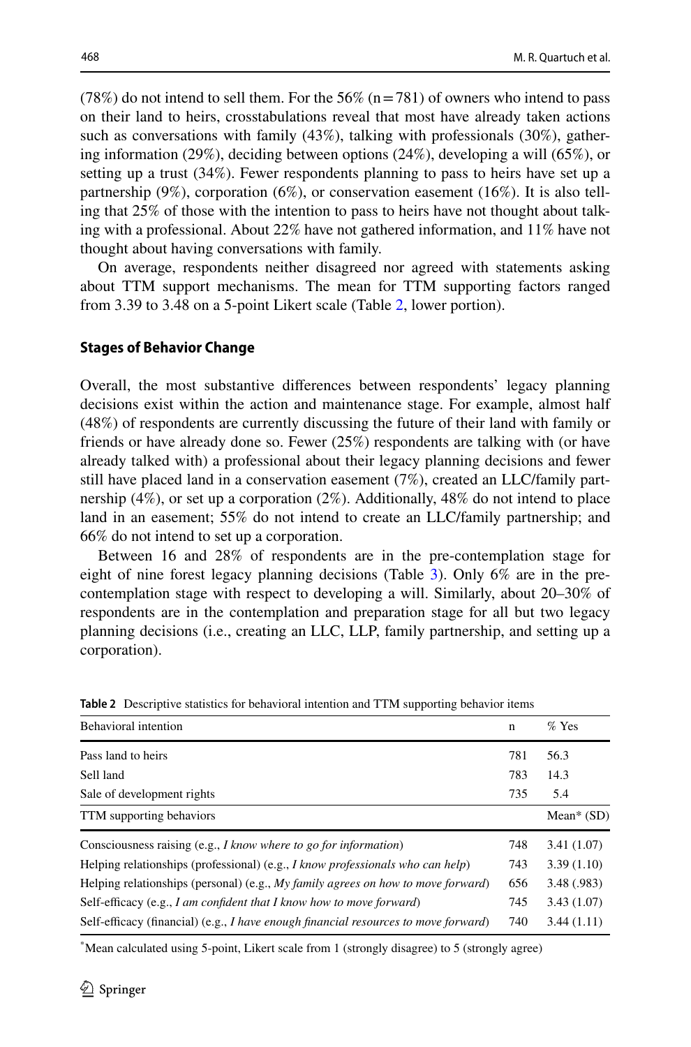(78%) do not intend to sell them. For the 56% (n = 781) of owners who intend to pass on their land to heirs, crosstabulations reveal that most have already taken actions such as conversations with family (43%), talking with professionals (30%), gathering information (29%), deciding between options (24%), developing a will (65%), or setting up a trust (34%). Fewer respondents planning to pass to heirs have set up a partnership (9%), corporation (6%), or conservation easement (16%). It is also telling that 25% of those with the intention to pass to heirs have not thought about talking with a professional. About 22% have not gathered information, and 11% have not thought about having conversations with family.

On average, respondents neither disagreed nor agreed with statements asking about TTM support mechanisms. The mean for TTM supporting factors ranged from 3.39 to 3.48 on a 5-point Likert scale (Table 2, lower portion).

### Stages of Behavior Change

Overall, the most substantive differences between respondents' legacy planning decisions exist within the action and maintenance stage. For example, almost half (48%) of respondents are currently discussing the future of their land with family or friends or have already done so. Fewer (25%) respondents are talking with (or have already talked with) a professional about their legacy planning decisions and fewer still have placed land in a conservation easement (7%), created an LLC/family partnership (4%), or set up a corporation (2%). Additionally, 48% do not intend to place land in an easement; 55% do not intend to create an LLC/family partnership; and 66% do not intend to set up a corporation.

Between 16 and 28% of respondents are in the pre-contemplation stage for eight of nine forest legacy planning decisions (Table 3). Only 6% are in the pre-contemplation stage with respect to developing a will. Similarly, about 20–30% of respondents are in the contemplation and preparation stage for all but two legacy planning decisions (i.e., creating an LLC, LLP, family partnership, and setting up a corporation).

**Table 2** Descriptive statistics for behavioral intention and TTM supporting behavior items

| Behavioral intention | n | % Yes |
|---|---|---|
| Pass land to heirs | 781 | 56.3 |
| Sell land | 783 | 14.3 |
| Sale of development rights | 735 | 5.4 |
| **TTM supporting behaviors** | | **Mean* (SD)** |
| Consciousness raising (e.g., *I know where to go for information*) | 748 | 3.41 (1.07) |
| Helping relationships (professional) (e.g., *I know professionals who can help*) | 743 | 3.39 (1.10) |
| Helping relationships (personal) (e.g., *My family agrees on how to move forward*) | 656 | 3.48 (.983) |
| Self-efficacy (e.g., *I am confident that I know how to move forward*) | 745 | 3.43 (1.07) |
| Self-efficacy (financial) (e.g., *I have enough financial resources to move forward*) | 740 | 3.44 (1.11) |

*Mean calculated using 5-point, Likert scale from 1 (strongly disagree) to 5 (strongly agree)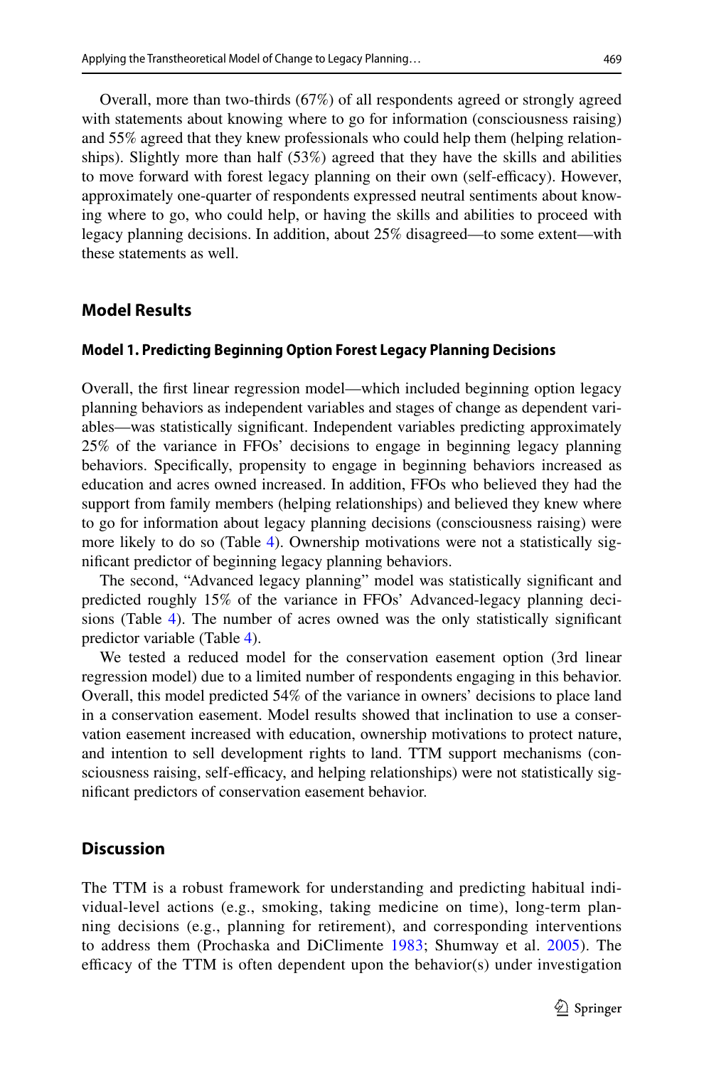Overall, more than two-thirds (67%) of all respondents agreed or strongly agreed with statements about knowing where to go for information (consciousness raising) and 55% agreed that they knew professionals who could help them (helping relationships). Slightly more than half (53%) agreed that they have the skills and abilities to move forward with forest legacy planning on their own (self-efficacy). However, approximately one-quarter of respondents expressed neutral sentiments about knowing where to go, who could help, or having the skills and abilities to proceed with legacy planning decisions. In addition, about 25% disagreed—to some extent—with these statements as well.

## Model Results

### Model 1. Predicting Beginning Option Forest Legacy Planning Decisions

Overall, the first linear regression model—which included beginning option legacy planning behaviors as independent variables and stages of change as dependent variables—was statistically significant. Independent variables predicting approximately 25% of the variance in FFOs' decisions to engage in beginning legacy planning behaviors. Specifically, propensity to engage in beginning behaviors increased as education and acres owned increased. In addition, FFOs who believed they had the support from family members (helping relationships) and believed they knew where to go for information about legacy planning decisions (consciousness raising) were more likely to do so (Table 4). Ownership motivations were not a statistically significant predictor of beginning legacy planning behaviors.

The second, "Advanced legacy planning" model was statistically significant and predicted roughly 15% of the variance in FFOs' Advanced-legacy planning decisions (Table 4). The number of acres owned was the only statistically significant predictor variable (Table 4).

We tested a reduced model for the conservation easement option (3rd linear regression model) due to a limited number of respondents engaging in this behavior. Overall, this model predicted 54% of the variance in owners' decisions to place land in a conservation easement. Model results showed that inclination to use a conservation easement increased with education, ownership motivations to protect nature, and intention to sell development rights to land. TTM support mechanisms (consciousness raising, self-efficacy, and helping relationships) were not statistically significant predictors of conservation easement behavior.

## Discussion

The TTM is a robust framework for understanding and predicting habitual individual-level actions (e.g., smoking, taking medicine on time), long-term planning decisions (e.g., planning for retirement), and corresponding interventions to address them (Prochaska and DiClimente 1983; Shumway et al. 2005). The efficacy of the TTM is often dependent upon the behavior(s) under investigation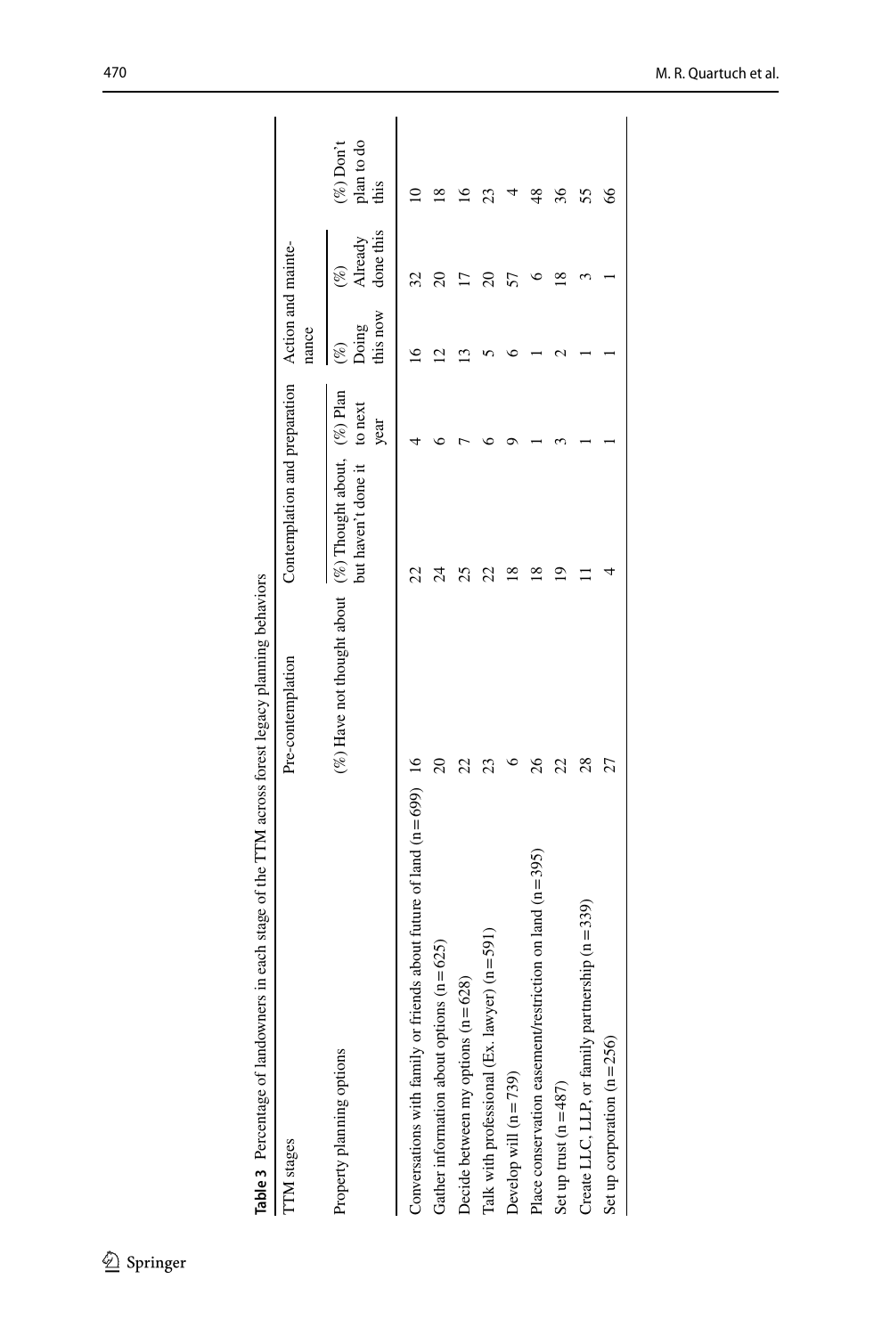**Table 3** Percentage of landowners in each stage of the TTM across forest legacy planning behaviors

| TTM stages | Pre-contemplation | Contemplation and preparation | | Action and maintenance | | |
|---|---|---|---|---|---|---|
| Property planning options | (%) Have not thought about | (%) Thought about, but haven't done it | (%) Plan to next year | (%) Doing this now | (%) Already done this | (%) Don't plan to do this |
| Conversations with family or friends about future of land (n = 699) | 16 | 22 | 4 | 16 | 32 | 10 |
| Gather information about options (n = 625) | 20 | 24 | 6 | 12 | 20 | 18 |
| Decide between my options (n = 628) | 22 | 25 | 7 | 13 | 17 | 16 |
| Talk with professional (Ex. lawyer) (n = 591) | 23 | 22 | 6 | 5 | 20 | 23 |
| Develop will (n = 739) | 6 | 18 | 9 | 6 | 57 | 4 |
| Place conservation easement/restriction on land (n = 395) | 26 | 18 | 1 | 1 | 6 | 48 |
| Set up trust (n = 487) | 22 | 19 | 3 | 2 | 18 | 36 |
| Create LLC, LLP, or family partnership (n = 339) | 28 | 11 | 1 | 1 | 3 | 55 |
| Set up corporation (n = 256) | 27 | 4 | 1 | 1 | 1 | 66 |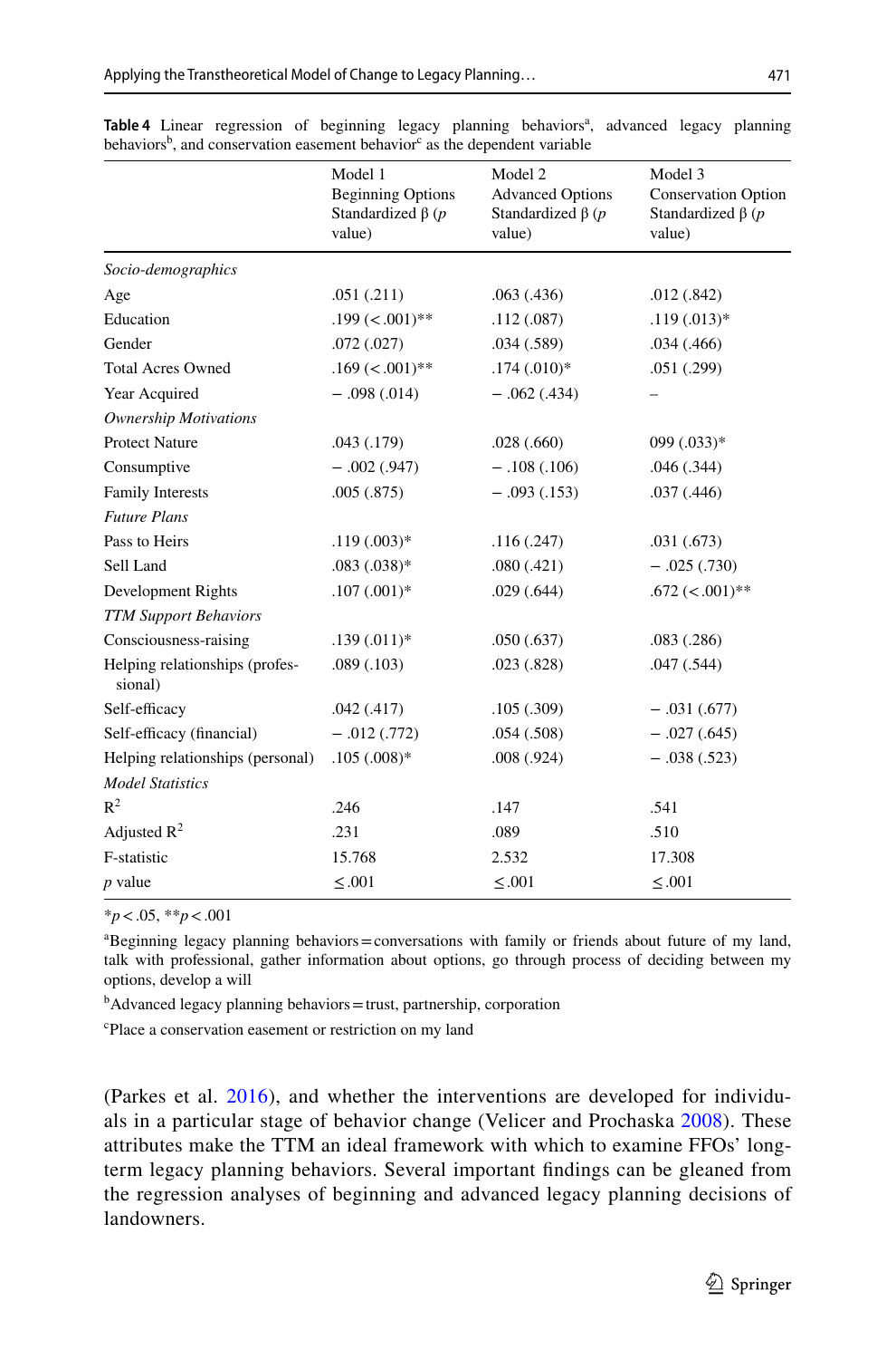**Table 4** Linear regression of beginning legacy planning behaviors[a], advanced legacy planning behaviors[b], and conservation easement behavior[c] as the dependent variable

| | Model 1 Beginning Options Standardized β (*p* value) | Model 2 Advanced Options Standardized β (*p* value) | Model 3 Conservation Option Standardized β (*p* value) |
|---|---|---|---|
| *Socio-demographics* | | | |
| Age | .051 (.211) | .063 (.436) | .012 (.842) |
| Education | .199 (<.001)** | .112 (.087) | .119 (.013)* |
| Gender | .072 (.027) | .034 (.589) | .034 (.466) |
| Total Acres Owned | .169 (<.001)** | .174 (.010)* | .051 (.299) |
| Year Acquired | − .098 (.014) | − .062 (.434) | – |
| *Ownership Motivations* | | | |
| Protect Nature | .043 (.179) | .028 (.660) | 099 (.033)* |
| Consumptive | − .002 (.947) | − .108 (.106) | .046 (.344) |
| Family Interests | .005 (.875) | − .093 (.153) | .037 (.446) |
| *Future Plans* | | | |
| Pass to Heirs | .119 (.003)* | .116 (.247) | .031 (.673) |
| Sell Land | .083 (.038)* | .080 (.421) | − .025 (.730) |
| Development Rights | .107 (.001)* | .029 (.644) | .672 (<.001)** |
| *TTM Support Behaviors* | | | |
| Consciousness-raising | .139 (.011)* | .050 (.637) | .083 (.286) |
| Helping relationships (professional) | .089 (.103) | .023 (.828) | .047 (.544) |
| Self-efficacy | .042 (.417) | .105 (.309) | − .031 (.677) |
| Self-efficacy (financial) | − .012 (.772) | .054 (.508) | − .027 (.645) |
| Helping relationships (personal) | .105 (.008)* | .008 (.924) | − .038 (.523) |
| *Model Statistics* | | | |
| $R^2$ | .246 | .147 | .541 |
| Adjusted $R^2$ | .231 | .089 | .510 |
| F-statistic | 15.768 | 2.532 | 17.308 |
| *p* value | ≤ .001 | ≤ .001 | ≤ .001 |

*$p < .05$, **$p < .001$

[a]Beginning legacy planning behaviors = conversations with family or friends about future of my land, talk with professional, gather information about options, go through process of deciding between my options, develop a will

[b]Advanced legacy planning behaviors = trust, partnership, corporation

[c]Place a conservation easement or restriction on my land

(Parkes et al. 2016), and whether the interventions are developed for individuals in a particular stage of behavior change (Velicer and Prochaska 2008). These attributes make the TTM an ideal framework with which to examine FFOs' long-term legacy planning behaviors. Several important findings can be gleaned from the regression analyses of beginning and advanced legacy planning decisions of landowners.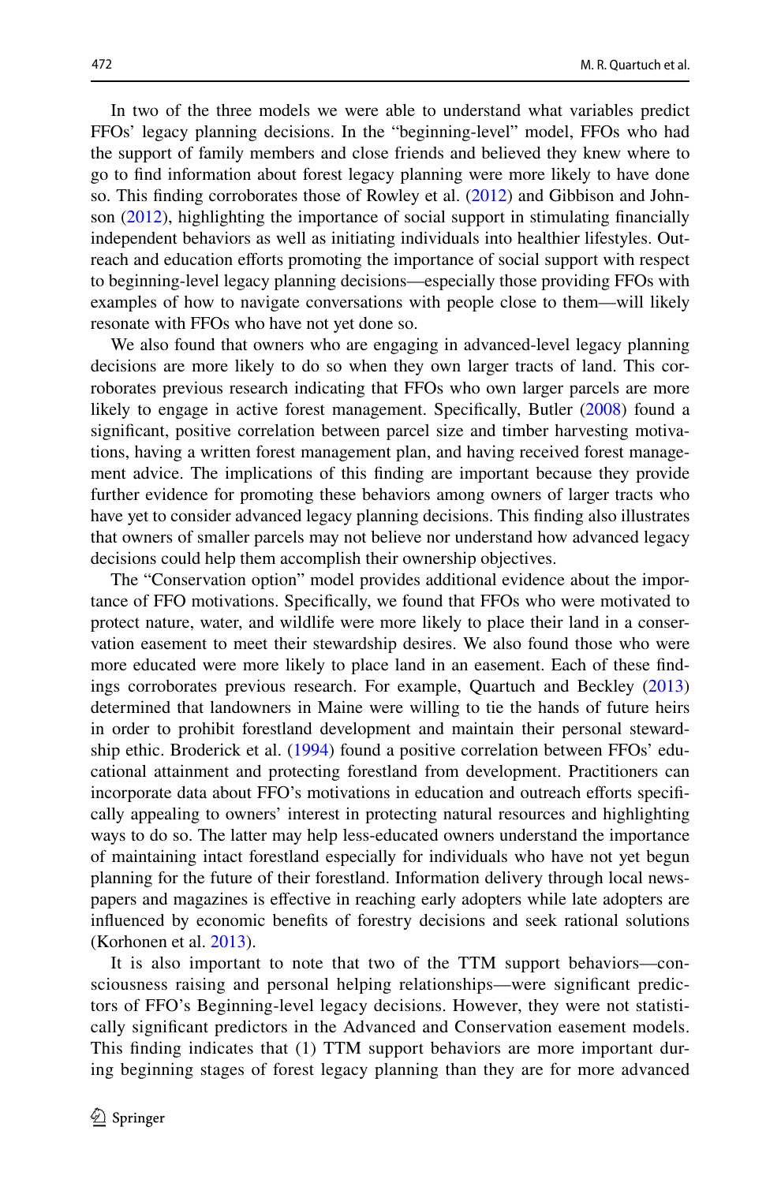In two of the three models we were able to understand what variables predict FFOs' legacy planning decisions. In the "beginning-level" model, FFOs who had the support of family members and close friends and believed they knew where to go to find information about forest legacy planning were more likely to have done so. This finding corroborates those of Rowley et al. (2012) and Gibbison and Johnson (2012), highlighting the importance of social support in stimulating financially independent behaviors as well as initiating individuals into healthier lifestyles. Outreach and education efforts promoting the importance of social support with respect to beginning-level legacy planning decisions—especially those providing FFOs with examples of how to navigate conversations with people close to them—will likely resonate with FFOs who have not yet done so.

We also found that owners who are engaging in advanced-level legacy planning decisions are more likely to do so when they own larger tracts of land. This corroborates previous research indicating that FFOs who own larger parcels are more likely to engage in active forest management. Specifically, Butler (2008) found a significant, positive correlation between parcel size and timber harvesting motivations, having a written forest management plan, and having received forest management advice. The implications of this finding are important because they provide further evidence for promoting these behaviors among owners of larger tracts who have yet to consider advanced legacy planning decisions. This finding also illustrates that owners of smaller parcels may not believe nor understand how advanced legacy decisions could help them accomplish their ownership objectives.

The "Conservation option" model provides additional evidence about the importance of FFO motivations. Specifically, we found that FFOs who were motivated to protect nature, water, and wildlife were more likely to place their land in a conservation easement to meet their stewardship desires. We also found those who were more educated were more likely to place land in an easement. Each of these findings corroborates previous research. For example, Quartuch and Beckley (2013) determined that landowners in Maine were willing to tie the hands of future heirs in order to prohibit forestland development and maintain their personal stewardship ethic. Broderick et al. (1994) found a positive correlation between FFOs' educational attainment and protecting forestland from development. Practitioners can incorporate data about FFO's motivations in education and outreach efforts specifically appealing to owners' interest in protecting natural resources and highlighting ways to do so. The latter may help less-educated owners understand the importance of maintaining intact forestland especially for individuals who have not yet begun planning for the future of their forestland. Information delivery through local newspapers and magazines is effective in reaching early adopters while late adopters are influenced by economic benefits of forestry decisions and seek rational solutions (Korhonen et al. 2013).

It is also important to note that two of the TTM support behaviors—consciousness raising and personal helping relationships—were significant predictors of FFO's Beginning-level legacy decisions. However, they were not statistically significant predictors in the Advanced and Conservation easement models. This finding indicates that (1) TTM support behaviors are more important during beginning stages of forest legacy planning than they are for more advanced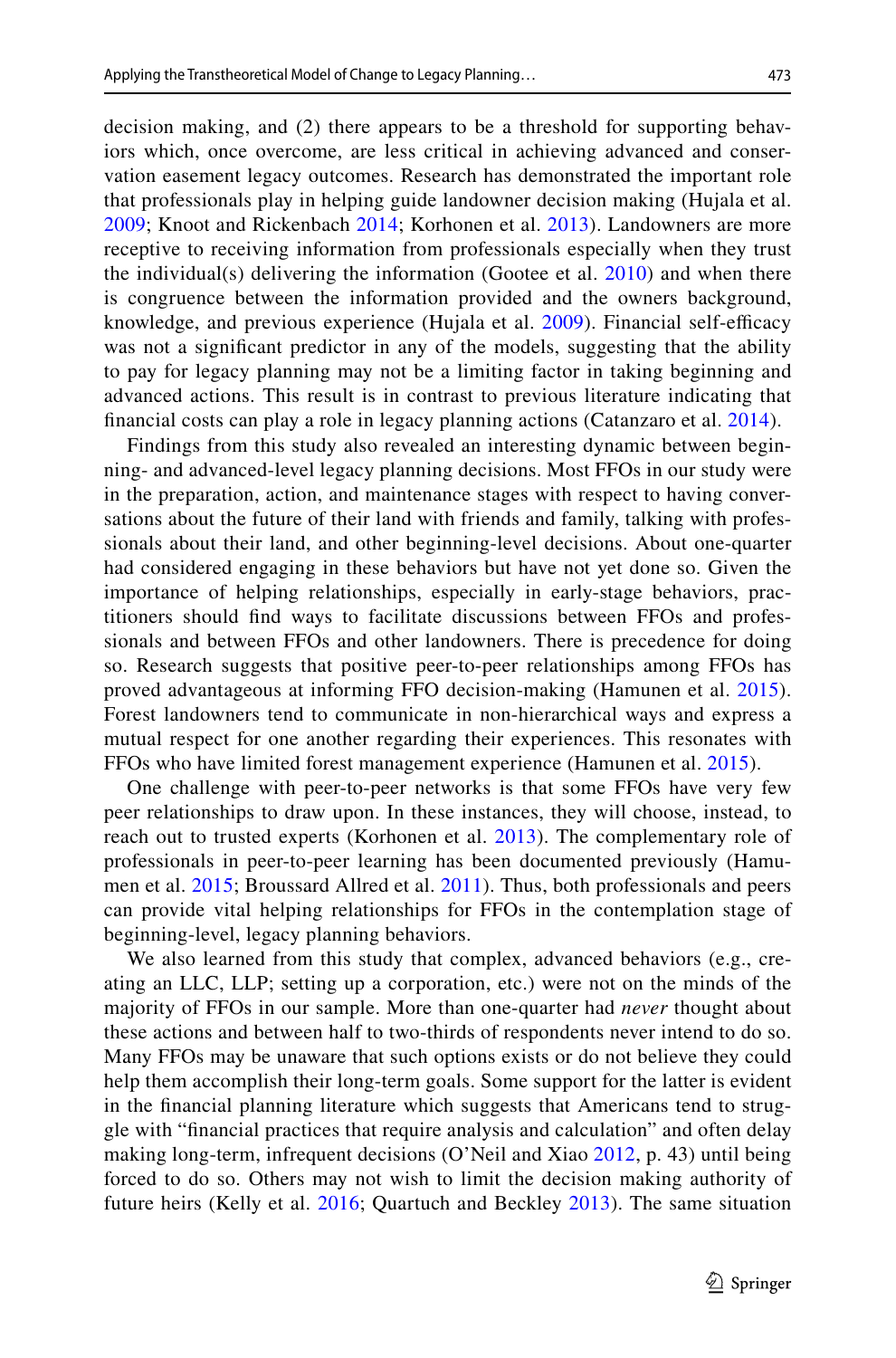decision making, and (2) there appears to be a threshold for supporting behaviors which, once overcome, are less critical in achieving advanced and conservation easement legacy outcomes. Research has demonstrated the important role that professionals play in helping guide landowner decision making (Hujala et al. 2009; Knoot and Rickenbach 2014; Korhonen et al. 2013). Landowners are more receptive to receiving information from professionals especially when they trust the individual(s) delivering the information (Gootee et al. 2010) and when there is congruence between the information provided and the owners background, knowledge, and previous experience (Hujala et al. 2009). Financial self-efficacy was not a significant predictor in any of the models, suggesting that the ability to pay for legacy planning may not be a limiting factor in taking beginning and advanced actions. This result is in contrast to previous literature indicating that financial costs can play a role in legacy planning actions (Catanzaro et al. 2014).

Findings from this study also revealed an interesting dynamic between beginning- and advanced-level legacy planning decisions. Most FFOs in our study were in the preparation, action, and maintenance stages with respect to having conversations about the future of their land with friends and family, talking with professionals about their land, and other beginning-level decisions. About one-quarter had considered engaging in these behaviors but have not yet done so. Given the importance of helping relationships, especially in early-stage behaviors, practitioners should find ways to facilitate discussions between FFOs and professionals and between FFOs and other landowners. There is precedence for doing so. Research suggests that positive peer-to-peer relationships among FFOs has proved advantageous at informing FFO decision-making (Hamunen et al. 2015). Forest landowners tend to communicate in non-hierarchical ways and express a mutual respect for one another regarding their experiences. This resonates with FFOs who have limited forest management experience (Hamunen et al. 2015).

One challenge with peer-to-peer networks is that some FFOs have very few peer relationships to draw upon. In these instances, they will choose, instead, to reach out to trusted experts (Korhonen et al. 2013). The complementary role of professionals in peer-to-peer learning has been documented previously (Hamumen et al. 2015; Broussard Allred et al. 2011). Thus, both professionals and peers can provide vital helping relationships for FFOs in the contemplation stage of beginning-level, legacy planning behaviors.

We also learned from this study that complex, advanced behaviors (e.g., creating an LLC, LLP; setting up a corporation, etc.) were not on the minds of the majority of FFOs in our sample. More than one-quarter had *never* thought about these actions and between half to two-thirds of respondents never intend to do so. Many FFOs may be unaware that such options exists or do not believe they could help them accomplish their long-term goals. Some support for the latter is evident in the financial planning literature which suggests that Americans tend to struggle with "financial practices that require analysis and calculation" and often delay making long-term, infrequent decisions (O'Neil and Xiao 2012, p. 43) until being forced to do so. Others may not wish to limit the decision making authority of future heirs (Kelly et al. 2016; Quartuch and Beckley 2013). The same situation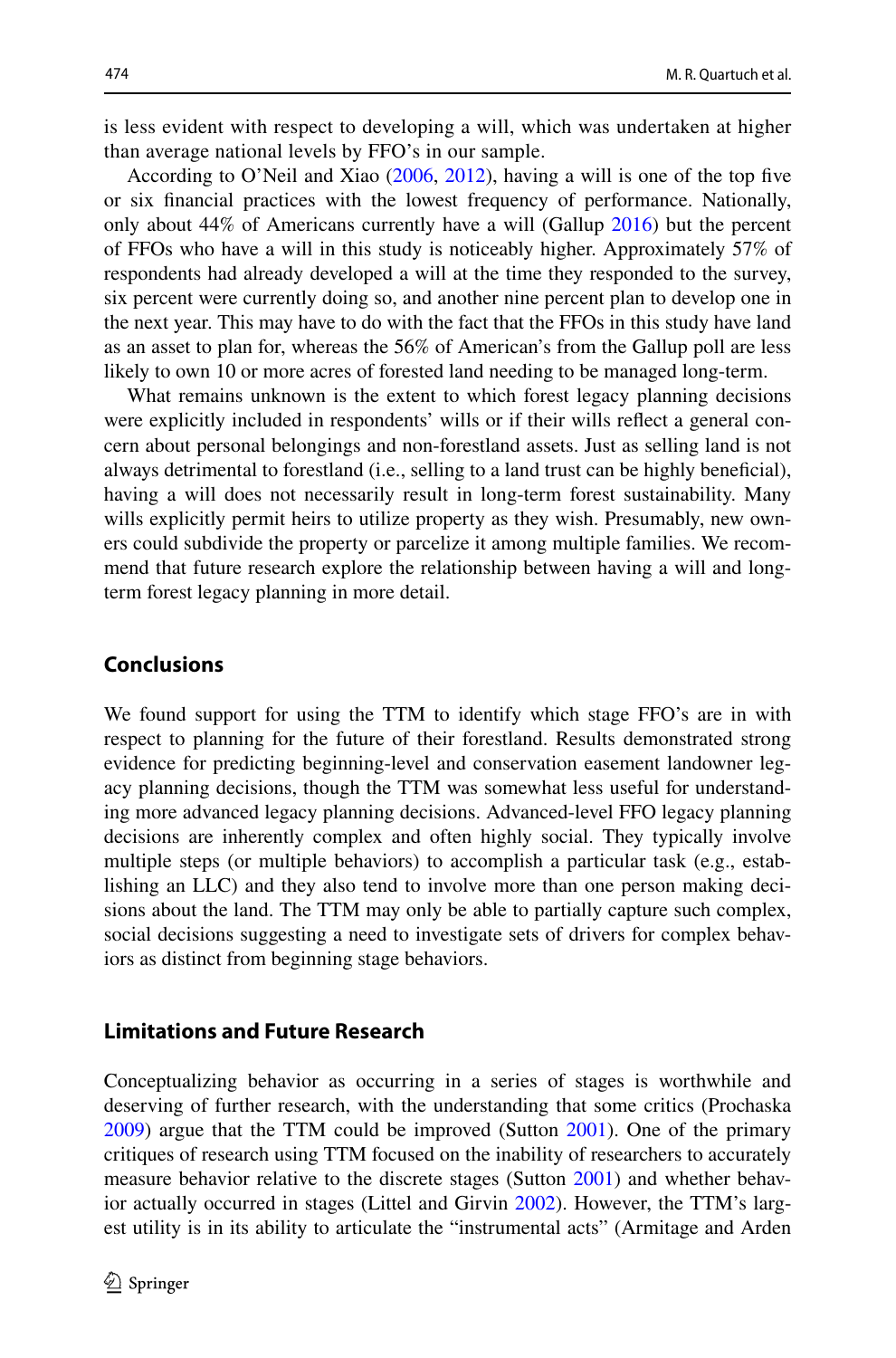is less evident with respect to developing a will, which was undertaken at higher than average national levels by FFO's in our sample.

According to O'Neil and Xiao (2006, 2012), having a will is one of the top five or six financial practices with the lowest frequency of performance. Nationally, only about 44% of Americans currently have a will (Gallup 2016) but the percent of FFOs who have a will in this study is noticeably higher. Approximately 57% of respondents had already developed a will at the time they responded to the survey, six percent were currently doing so, and another nine percent plan to develop one in the next year. This may have to do with the fact that the FFOs in this study have land as an asset to plan for, whereas the 56% of American's from the Gallup poll are less likely to own 10 or more acres of forested land needing to be managed long-term.

What remains unknown is the extent to which forest legacy planning decisions were explicitly included in respondents' wills or if their wills reflect a general concern about personal belongings and non-forestland assets. Just as selling land is not always detrimental to forestland (i.e., selling to a land trust can be highly beneficial), having a will does not necessarily result in long-term forest sustainability. Many wills explicitly permit heirs to utilize property as they wish. Presumably, new owners could subdivide the property or parcelize it among multiple families. We recommend that future research explore the relationship between having a will and long-term forest legacy planning in more detail.

## Conclusions

We found support for using the TTM to identify which stage FFO's are in with respect to planning for the future of their forestland. Results demonstrated strong evidence for predicting beginning-level and conservation easement landowner legacy planning decisions, though the TTM was somewhat less useful for understanding more advanced legacy planning decisions. Advanced-level FFO legacy planning decisions are inherently complex and often highly social. They typically involve multiple steps (or multiple behaviors) to accomplish a particular task (e.g., establishing an LLC) and they also tend to involve more than one person making decisions about the land. The TTM may only be able to partially capture such complex, social decisions suggesting a need to investigate sets of drivers for complex behaviors as distinct from beginning stage behaviors.

## Limitations and Future Research

Conceptualizing behavior as occurring in a series of stages is worthwhile and deserving of further research, with the understanding that some critics (Prochaska 2009) argue that the TTM could be improved (Sutton 2001). One of the primary critiques of research using TTM focused on the inability of researchers to accurately measure behavior relative to the discrete stages (Sutton 2001) and whether behavior actually occurred in stages (Littel and Girvin 2002). However, the TTM's largest utility is in its ability to articulate the "instrumental acts" (Armitage and Arden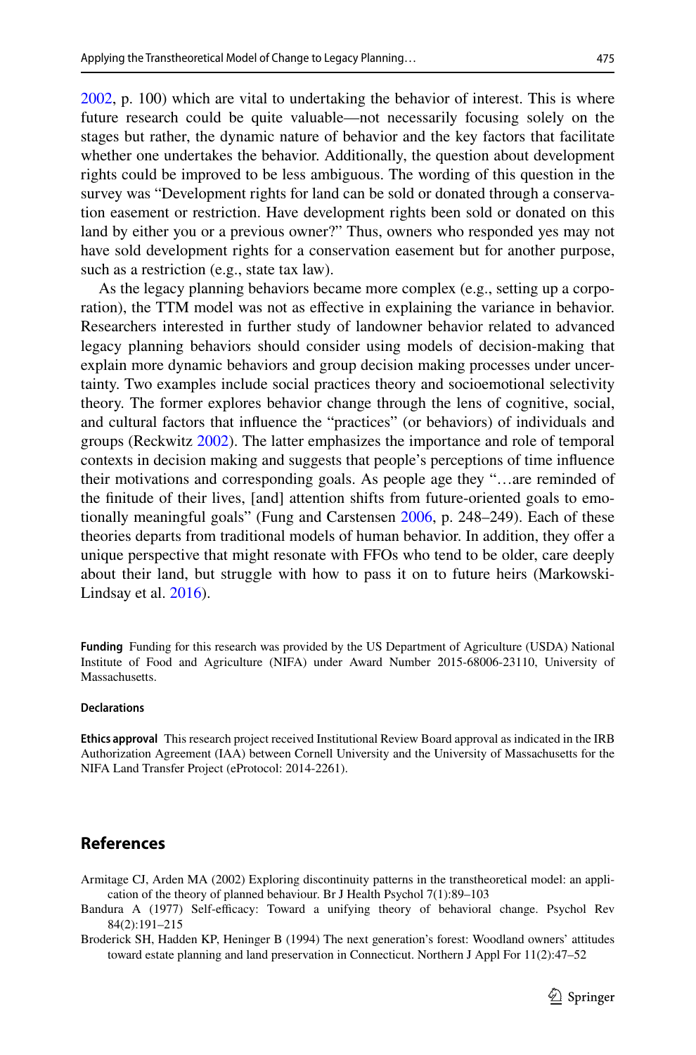2002, p. 100) which are vital to undertaking the behavior of interest. This is where future research could be quite valuable—not necessarily focusing solely on the stages but rather, the dynamic nature of behavior and the key factors that facilitate whether one undertakes the behavior. Additionally, the question about development rights could be improved to be less ambiguous. The wording of this question in the survey was "Development rights for land can be sold or donated through a conservation easement or restriction. Have development rights been sold or donated on this land by either you or a previous owner?" Thus, owners who responded yes may not have sold development rights for a conservation easement but for another purpose, such as a restriction (e.g., state tax law).

As the legacy planning behaviors became more complex (e.g., setting up a corporation), the TTM model was not as effective in explaining the variance in behavior. Researchers interested in further study of landowner behavior related to advanced legacy planning behaviors should consider using models of decision-making that explain more dynamic behaviors and group decision making processes under uncertainty. Two examples include social practices theory and socioemotional selectivity theory. The former explores behavior change through the lens of cognitive, social, and cultural factors that influence the "practices" (or behaviors) of individuals and groups (Reckwitz 2002). The latter emphasizes the importance and role of temporal contexts in decision making and suggests that people's perceptions of time influence their motivations and corresponding goals. As people age they "…are reminded of the finitude of their lives, [and] attention shifts from future-oriented goals to emotionally meaningful goals" (Fung and Carstensen 2006, p. 248–249). Each of these theories departs from traditional models of human behavior. In addition, they offer a unique perspective that might resonate with FFOs who tend to be older, care deeply about their land, but struggle with how to pass it on to future heirs (Markowski-Lindsay et al. 2016).

**Funding** Funding for this research was provided by the US Department of Agriculture (USDA) National Institute of Food and Agriculture (NIFA) under Award Number 2015-68006-23110, University of Massachusetts.

**Declarations**

**Ethics approval** This research project received Institutional Review Board approval as indicated in the IRB Authorization Agreement (IAA) between Cornell University and the University of Massachusetts for the NIFA Land Transfer Project (eProtocol: 2014-2261).

## References

Armitage CJ, Arden MA (2002) Exploring discontinuity patterns in the transtheoretical model: an application of the theory of planned behaviour. Br J Health Psychol 7(1):89–103

Bandura A (1977) Self-efficacy: Toward a unifying theory of behavioral change. Psychol Rev 84(2):191–215

Broderick SH, Hadden KP, Heninger B (1994) The next generation's forest: Woodland owners' attitudes toward estate planning and land preservation in Connecticut. Northern J Appl For 11(2):47–52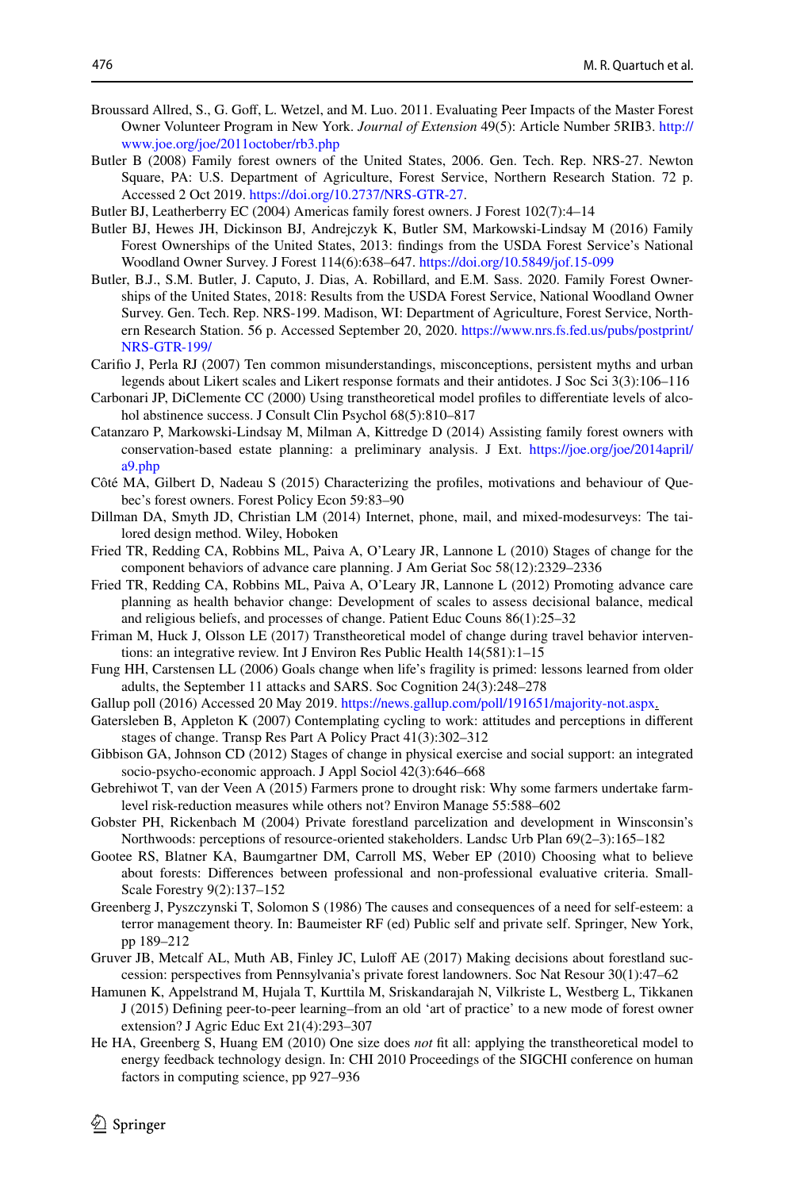Broussard Allred, S., G. Goff, L. Wetzel, and M. Luo. 2011. Evaluating Peer Impacts of the Master Forest Owner Volunteer Program in New York. *Journal of Extension* 49(5): Article Number 5RIB3. http://www.joe.org/joe/2011october/rb3.php

Butler B (2008) Family forest owners of the United States, 2006. Gen. Tech. Rep. NRS-27. Newton Square, PA: U.S. Department of Agriculture, Forest Service, Northern Research Station. 72 p. Accessed 2 Oct 2019. https://doi.org/10.2737/NRS-GTR-27.

Butler BJ, Leatherberry EC (2004) Americas family forest owners. J Forest 102(7):4–14

Butler BJ, Hewes JH, Dickinson BJ, Andrejczyk K, Butler SM, Markowski-Lindsay M (2016) Family Forest Ownerships of the United States, 2013: findings from the USDA Forest Service's National Woodland Owner Survey. J Forest 114(6):638–647. https://doi.org/10.5849/jof.15-099

Butler, B.J., S.M. Butler, J. Caputo, J. Dias, A. Robillard, and E.M. Sass. 2020. Family Forest Ownerships of the United States, 2018: Results from the USDA Forest Service, National Woodland Owner Survey. Gen. Tech. Rep. NRS-199. Madison, WI: Department of Agriculture, Forest Service, Northern Research Station. 56 p. Accessed September 20, 2020. https://www.nrs.fs.fed.us/pubs/postprint/NRS-GTR-199/

Carifio J, Perla RJ (2007) Ten common misunderstandings, misconceptions, persistent myths and urban legends about Likert scales and Likert response formats and their antidotes. J Soc Sci 3(3):106–116

Carbonari JP, DiClemente CC (2000) Using transtheoretical model profiles to differentiate levels of alcohol abstinence success. J Consult Clin Psychol 68(5):810–817

Catanzaro P, Markowski-Lindsay M, Milman A, Kittredge D (2014) Assisting family forest owners with conservation-based estate planning: a preliminary analysis. J Ext. https://joe.org/joe/2014april/a9.php

Côté MA, Gilbert D, Nadeau S (2015) Characterizing the profiles, motivations and behaviour of Quebec's forest owners. Forest Policy Econ 59:83–90

Dillman DA, Smyth JD, Christian LM (2014) Internet, phone, mail, and mixed-modesurveys: The tailored design method. Wiley, Hoboken

Fried TR, Redding CA, Robbins ML, Paiva A, O'Leary JR, Lannone L (2010) Stages of change for the component behaviors of advance care planning. J Am Geriat Soc 58(12):2329–2336

Fried TR, Redding CA, Robbins ML, Paiva A, O'Leary JR, Lannone L (2012) Promoting advance care planning as health behavior change: Development of scales to assess decisional balance, medical and religious beliefs, and processes of change. Patient Educ Couns 86(1):25–32

Friman M, Huck J, Olsson LE (2017) Transtheoretical model of change during travel behavior interventions: an integrative review. Int J Environ Res Public Health 14(581):1–15

Fung HH, Carstensen LL (2006) Goals change when life's fragility is primed: lessons learned from older adults, the September 11 attacks and SARS. Soc Cognition 24(3):248–278

Gallup poll (2016) Accessed 20 May 2019. https://news.gallup.com/poll/191651/majority-not.aspx.

Gatersleben B, Appleton K (2007) Contemplating cycling to work: attitudes and perceptions in different stages of change. Transp Res Part A Policy Pract 41(3):302–312

Gibbison GA, Johnson CD (2012) Stages of change in physical exercise and social support: an integrated socio-psycho-economic approach. J Appl Sociol 42(3):646–668

Gebrehiwot T, van der Veen A (2015) Farmers prone to drought risk: Why some farmers undertake farm-level risk-reduction measures while others not? Environ Manage 55:588–602

Gobster PH, Rickenbach M (2004) Private forestland parcelization and development in Wisconsin's Northwoods: perceptions of resource-oriented stakeholders. Landsc Urb Plan 69(2–3):165–182

Gootee RS, Blatner KA, Baumgartner DM, Carroll MS, Weber EP (2010) Choosing what to believe about forests: Differences between professional and non-professional evaluative criteria. Small-Scale Forestry 9(2):137–152

Greenberg J, Pyszczynski T, Solomon S (1986) The causes and consequences of a need for self-esteem: a terror management theory. In: Baumeister RF (ed) Public self and private self. Springer, New York, pp 189–212

Gruver JB, Metcalf AL, Muth AB, Finley JC, Luloff AE (2017) Making decisions about forestland succession: perspectives from Pennsylvania's private forest landowners. Soc Nat Resour 30(1):47–62

Hamunen K, Appelstrand M, Hujala T, Kurttila M, Sriskandarajah N, Vilkriste L, Westberg L, Tikkanen J (2015) Defining peer-to-peer learning–from an old 'art of practice' to a new mode of forest owner extension? J Agric Educ Ext 21(4):293–307

He HA, Greenberg S, Huang EM (2010) One size does *not* fit all: applying the transtheoretical model to energy feedback technology design. In: CHI 2010 Proceedings of the SIGCHI conference on human factors in computing science, pp 927–936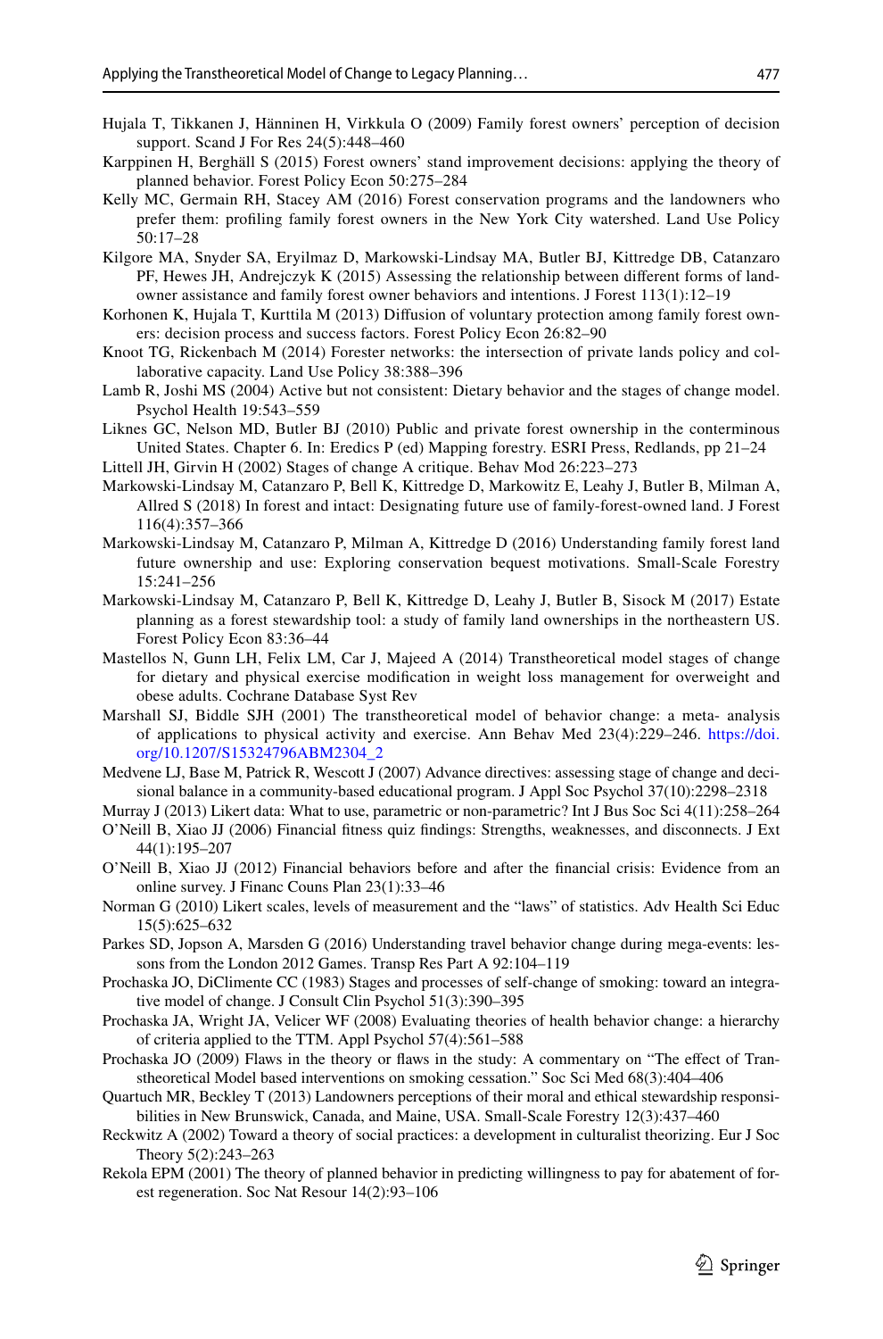Hujala T, Tikkanen J, Hänninen H, Virkkula O (2009) Family forest owners' perception of decision support. Scand J For Res 24(5):448–460

Karppinen H, Berghäll S (2015) Forest owners' stand improvement decisions: applying the theory of planned behavior. Forest Policy Econ 50:275–284

Kelly MC, Germain RH, Stacey AM (2016) Forest conservation programs and the landowners who prefer them: profiling family forest owners in the New York City watershed. Land Use Policy 50:17–28

Kilgore MA, Snyder SA, Eryilmaz D, Markowski-Lindsay MA, Butler BJ, Kittredge DB, Catanzaro PF, Hewes JH, Andrejczyk K (2015) Assessing the relationship between different forms of landowner assistance and family forest owner behaviors and intentions. J Forest 113(1):12–19

Korhonen K, Hujala T, Kurttila M (2013) Diffusion of voluntary protection among family forest owners: decision process and success factors. Forest Policy Econ 26:82–90

Knoot TG, Rickenbach M (2014) Forester networks: the intersection of private lands policy and collaborative capacity. Land Use Policy 38:388–396

Lamb R, Joshi MS (2004) Active but not consistent: Dietary behavior and the stages of change model. Psychol Health 19:543–559

Liknes GC, Nelson MD, Butler BJ (2010) Public and private forest ownership in the conterminous United States. Chapter 6. In: Eredics P (ed) Mapping forestry. ESRI Press, Redlands, pp 21–24

Littell JH, Girvin H (2002) Stages of change A critique. Behav Mod 26:223–273

Markowski-Lindsay M, Catanzaro P, Bell K, Kittredge D, Markowitz E, Leahy J, Butler B, Milman A, Allred S (2018) In forest and intact: Designating future use of family-forest-owned land. J Forest 116(4):357–366

Markowski-Lindsay M, Catanzaro P, Milman A, Kittredge D (2016) Understanding family forest land future ownership and use: Exploring conservation bequest motivations. Small-Scale Forestry 15:241–256

Markowski-Lindsay M, Catanzaro P, Bell K, Kittredge D, Leahy J, Butler B, Sisock M (2017) Estate planning as a forest stewardship tool: a study of family land ownerships in the northeastern US. Forest Policy Econ 83:36–44

Mastellos N, Gunn LH, Felix LM, Car J, Majeed A (2014) Transtheoretical model stages of change for dietary and physical exercise modification in weight loss management for overweight and obese adults. Cochrane Database Syst Rev

Marshall SJ, Biddle SJH (2001) The transtheoretical model of behavior change: a meta- analysis of applications to physical activity and exercise. Ann Behav Med 23(4):229–246. https://doi.org/10.1207/S15324796ABM2304_2

Medvene LJ, Base M, Patrick R, Wescott J (2007) Advance directives: assessing stage of change and decisional balance in a community-based educational program. J Appl Soc Psychol 37(10):2298–2318

Murray J (2013) Likert data: What to use, parametric or non-parametric? Int J Bus Soc Sci 4(11):258–264

O'Neill B, Xiao JJ (2006) Financial fitness quiz findings: Strengths, weaknesses, and disconnects. J Ext 44(1):195–207

O'Neill B, Xiao JJ (2012) Financial behaviors before and after the financial crisis: Evidence from an online survey. J Financ Couns Plan 23(1):33–46

Norman G (2010) Likert scales, levels of measurement and the "laws" of statistics. Adv Health Sci Educ 15(5):625–632

Parkes SD, Jopson A, Marsden G (2016) Understanding travel behavior change during mega-events: lessons from the London 2012 Games. Transp Res Part A 92:104–119

Prochaska JO, DiClimente CC (1983) Stages and processes of self-change of smoking: toward an integrative model of change. J Consult Clin Psychol 51(3):390–395

Prochaska JA, Wright JA, Velicer WF (2008) Evaluating theories of health behavior change: a hierarchy of criteria applied to the TTM. Appl Psychol 57(4):561–588

Prochaska JO (2009) Flaws in the theory or flaws in the study: A commentary on "The effect of Transtheoretical Model based interventions on smoking cessation." Soc Sci Med 68(3):404–406

Quartuch MR, Beckley T (2013) Landowners perceptions of their moral and ethical stewardship responsibilities in New Brunswick, Canada, and Maine, USA. Small-Scale Forestry 12(3):437–460

Reckwitz A (2002) Toward a theory of social practices: a development in culturalist theorizing. Eur J Soc Theory 5(2):243–263

Rekola EPM (2001) The theory of planned behavior in predicting willingness to pay for abatement of forest regeneration. Soc Nat Resour 14(2):93–106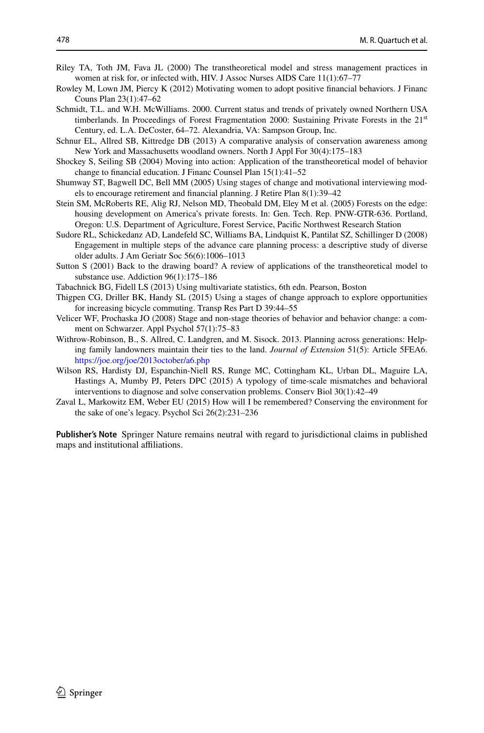Riley TA, Toth JM, Fava JL (2000) The transtheoretical model and stress management practices in women at risk for, or infected with, HIV. J Assoc Nurses AIDS Care 11(1):67–77

Rowley M, Lown JM, Piercy K (2012) Motivating women to adopt positive financial behaviors. J Financ Couns Plan 23(1):47–62

Schmidt, T.L. and W.H. McWilliams. 2000. Current status and trends of privately owned Northern USA timberlands. In Proceedings of Forest Fragmentation 2000: Sustaining Private Forests in the 21st Century, ed. L.A. DeCoster, 64–72. Alexandria, VA: Sampson Group, Inc.

Schnur EL, Allred SB, Kittredge DB (2013) A comparative analysis of conservation awareness among New York and Massachusetts woodland owners. North J Appl For 30(4):175–183

Shockey S, Seiling SB (2004) Moving into action: Application of the transtheoretical model of behavior change to financial education. J Financ Counsel Plan 15(1):41–52

Shumway ST, Bagwell DC, Bell MM (2005) Using stages of change and motivational interviewing models to encourage retirement and financial planning. J Retire Plan 8(1):39–42

Stein SM, McRoberts RE, Alig RJ, Nelson MD, Theobald DM, Eley M et al. (2005) Forests on the edge: housing development on America's private forests. In: Gen. Tech. Rep. PNW-GTR-636. Portland, Oregon: U.S. Department of Agriculture, Forest Service, Pacific Northwest Research Station

Sudore RL, Schickedanz AD, Landefeld SC, Williams BA, Lindquist K, Pantilat SZ, Schillinger D (2008) Engagement in multiple steps of the advance care planning process: a descriptive study of diverse older adults. J Am Geriatr Soc 56(6):1006–1013

Sutton S (2001) Back to the drawing board? A review of applications of the transtheoretical model to substance use. Addiction 96(1):175–186

Tabachnick BG, Fidell LS (2013) Using multivariate statistics, 6th edn. Pearson, Boston

Thigpen CG, Driller BK, Handy SL (2015) Using a stages of change approach to explore opportunities for increasing bicycle commuting. Transp Res Part D 39:44–55

Velicer WF, Prochaska JO (2008) Stage and non-stage theories of behavior and behavior change: a comment on Schwarzer. Appl Psychol 57(1):75–83

Withrow-Robinson, B., S. Allred, C. Landgren, and M. Sisock. 2013. Planning across generations: Helping family landowners maintain their ties to the land. *Journal of Extension* 51(5): Article 5FEA6. https://joe.org/joe/2013october/a6.php

Wilson RS, Hardisty DJ, Espanchin-Niell RS, Runge MC, Cottingham KL, Urban DL, Maguire LA, Hastings A, Mumby PJ, Peters DPC (2015) A typology of time-scale mismatches and behavioral interventions to diagnose and solve conservation problems. Conserv Biol 30(1):42–49

Zaval L, Markowitz EM, Weber EU (2015) How will I be remembered? Conserving the environment for the sake of one's legacy. Psychol Sci 26(2):231–236

**Publisher's Note** Springer Nature remains neutral with regard to jurisdictional claims in published maps and institutional affiliations.